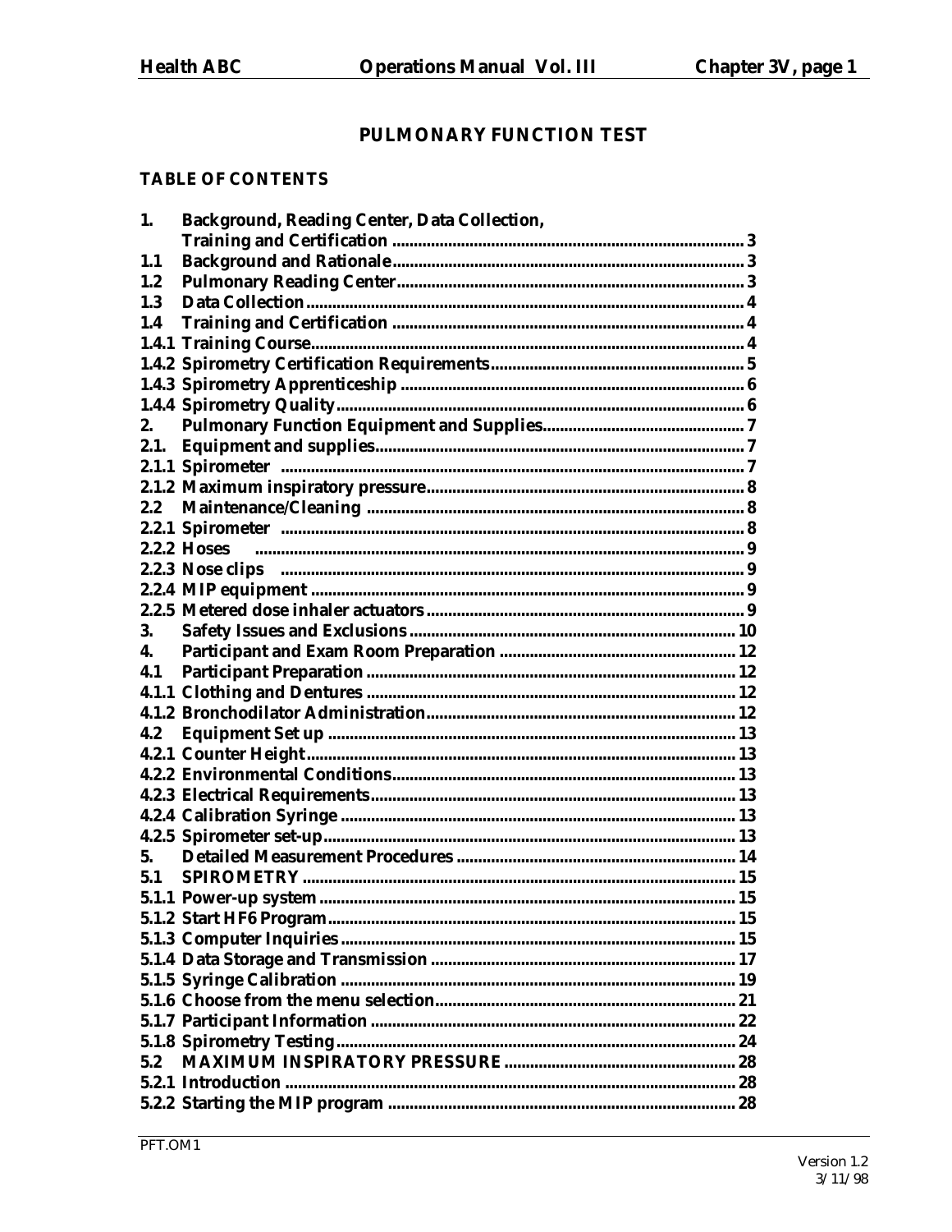# PULMONARY FUNCTION TEST

## TABLE OF CONTENTS

| | | |
|---|---|---|
| 1. | Background, Reading Center, Data Collection, Training and Certification | 3 |
| 1.1 | Background and Rationale | 3 |
| 1.2 | Pulmonary Reading Center | 3 |
| 1.3 | Data Collection | 4 |
| 1.4 | Training and Certification | 4 |
| 1.4.1 | Training Course | 4 |
| 1.4.2 | Spirometry Certification Requirements | 5 |
| 1.4.3 | Spirometry Apprenticeship | 6 |
| 1.4.4 | Spirometry Quality | 6 |
| 2. | Pulmonary Function Equipment and Supplies | 7 |
| 2.1. | Equipment and supplies | 7 |
| 2.1.1 | Spirometer | 7 |
| 2.1.2 | Maximum inspiratory pressure | 8 |
| 2.2 | Maintenance/Cleaning | 8 |
| 2.2.1 | Spirometer | 8 |
| 2.2.2 | Hoses | 9 |
| 2.2.3 | Nose clips | 9 |
| 2.2.4 | MIP equipment | 9 |
| 2.2.5 | Metered dose inhaler actuators | 9 |
| 3. | Safety Issues and Exclusions | 10 |
| 4. | Participant and Exam Room Preparation | 12 |
| 4.1 | Participant Preparation | 12 |
| 4.1.1 | Clothing and Dentures | 12 |
| 4.1.2 | Bronchodilator Administration | 12 |
| 4.2 | Equipment Set up | 13 |
| 4.2.1 | Counter Height | 13 |
| 4.2.2 | Environmental Conditions | 13 |
| 4.2.3 | Electrical Requirements | 13 |
| 4.2.4 | Calibration Syringe | 13 |
| 4.2.5 | Spirometer set-up | 13 |
| 5. | Detailed Measurement Procedures | 14 |
| 5.1 | SPIROMETRY | 15 |
| 5.1.1 | Power-up system | 15 |
| 5.1.2 | Start HF6 Program | 15 |
| 5.1.3 | Computer Inquiries | 15 |
| 5.1.4 | Data Storage and Transmission | 17 |
| 5.1.5 | Syringe Calibration | 19 |
| 5.1.6 | Choose from the menu selection | 21 |
| 5.1.7 | Participant Information | 22 |
| 5.1.8 | Spirometry Testing | 24 |
| 5.2 | MAXIMUM INSPIRATORY PRESSURE | 28 |
| 5.2.1 | Introduction | 28 |
| 5.2.2 | Starting the MIP program | 28 |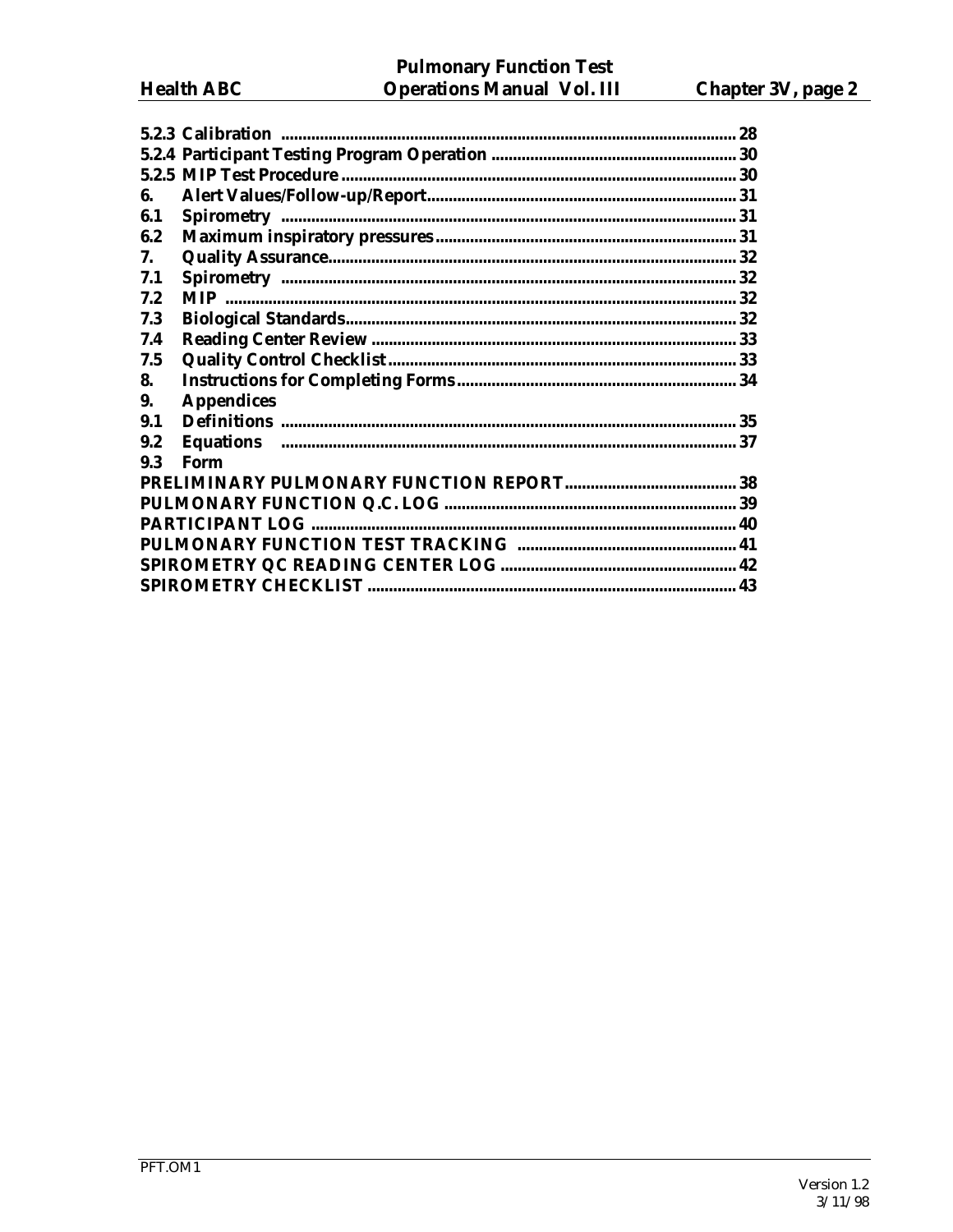| | | |
|---|---|---|
| **5.2.3** | **Calibration** | **28** |
| **5.2.4** | **Participant Testing Program Operation** | **30** |
| **5.2.5** | **MIP Test Procedure** | **30** |
| **6.** | **Alert Values/Follow-up/Report** | **31** |
| **6.1** | **Spirometry** | **31** |
| **6.2** | **Maximum inspiratory pressures** | **31** |
| **7.** | **Quality Assurance** | **32** |
| **7.1** | **Spirometry** | **32** |
| **7.2** | **MIP** | **32** |
| **7.3** | **Biological Standards** | **32** |
| **7.4** | **Reading Center Review** | **33** |
| **7.5** | **Quality Control Checklist** | **33** |
| **8.** | **Instructions for Completing Forms** | **34** |
| **9.** | **Appendices** | |
| **9.1** | **Definitions** | **35** |
| **9.2** | **Equations** | **37** |
| **9.3** | **Form** | |
| | **PRELIMINARY PULMONARY FUNCTION REPORT** | **38** |
| | **PULMONARY FUNCTION Q.C. LOG** | **39** |
| | **PARTICIPANT LOG** | **40** |
| | **PULMONARY FUNCTION TEST TRACKING** | **41** |
| | **SPIROMETRY QC READING CENTER LOG** | **42** |
| | **SPIROMETRY CHECKLIST** | **43** |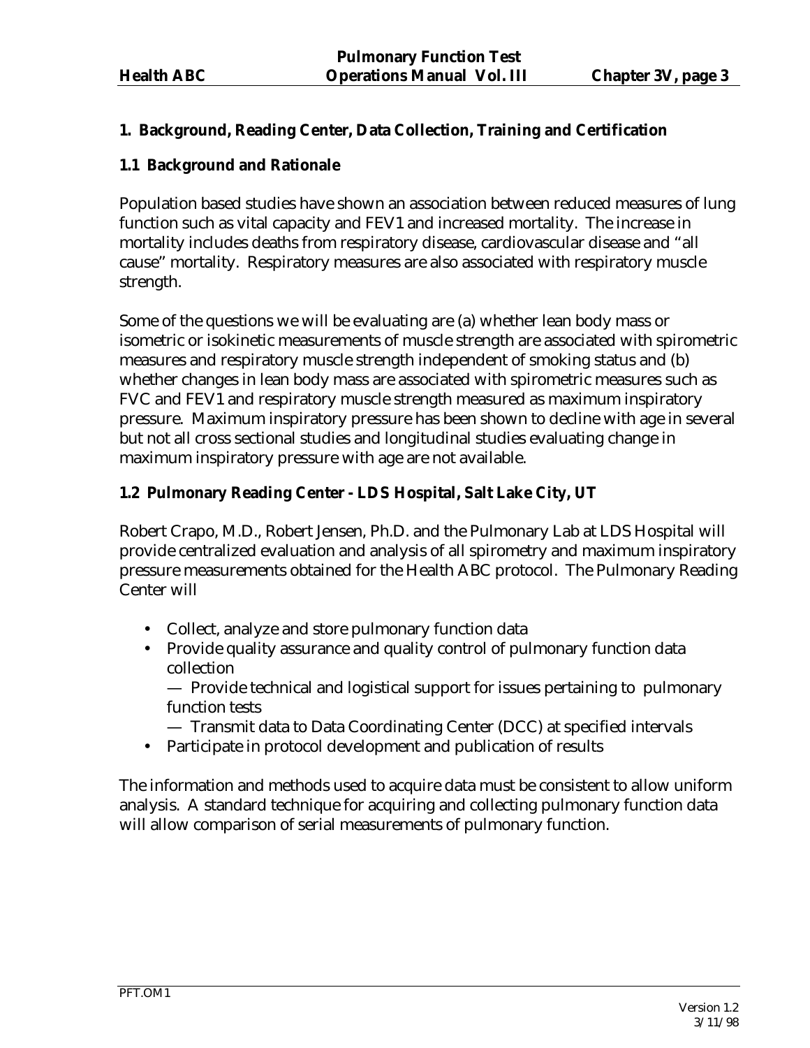## 1. Background, Reading Center, Data Collection, Training and Certification

### 1.1 Background and Rationale

Population based studies have shown an association between reduced measures of lung function such as vital capacity and FEV1 and increased mortality. The increase in mortality includes deaths from respiratory disease, cardiovascular disease and "all cause" mortality. Respiratory measures are also associated with respiratory muscle strength.

Some of the questions we will be evaluating are (a) whether lean body mass or isometric or isokinetic measurements of muscle strength are associated with spirometric measures and respiratory muscle strength independent of smoking status and (b) whether changes in lean body mass are associated with spirometric measures such as FVC and FEV1 and respiratory muscle strength measured as maximum inspiratory pressure. Maximum inspiratory pressure has been shown to decline with age in several but not all cross sectional studies and longitudinal studies evaluating change in maximum inspiratory pressure with age are not available.

### 1.2 Pulmonary Reading Center - LDS Hospital, Salt Lake City, UT

Robert Crapo, M.D., Robert Jensen, Ph.D. and the Pulmonary Lab at LDS Hospital will provide centralized evaluation and analysis of all spirometry and maximum inspiratory pressure measurements obtained for the Health ABC protocol. The Pulmonary Reading Center will

- Collect, analyze and store pulmonary function data
- Provide quality assurance and quality control of pulmonary function data collection
  — Provide technical and logistical support for issues pertaining to pulmonary function tests
  — Transmit data to Data Coordinating Center (DCC) at specified intervals
- Participate in protocol development and publication of results

The information and methods used to acquire data must be consistent to allow uniform analysis. A standard technique for acquiring and collecting pulmonary function data will allow comparison of serial measurements of pulmonary function.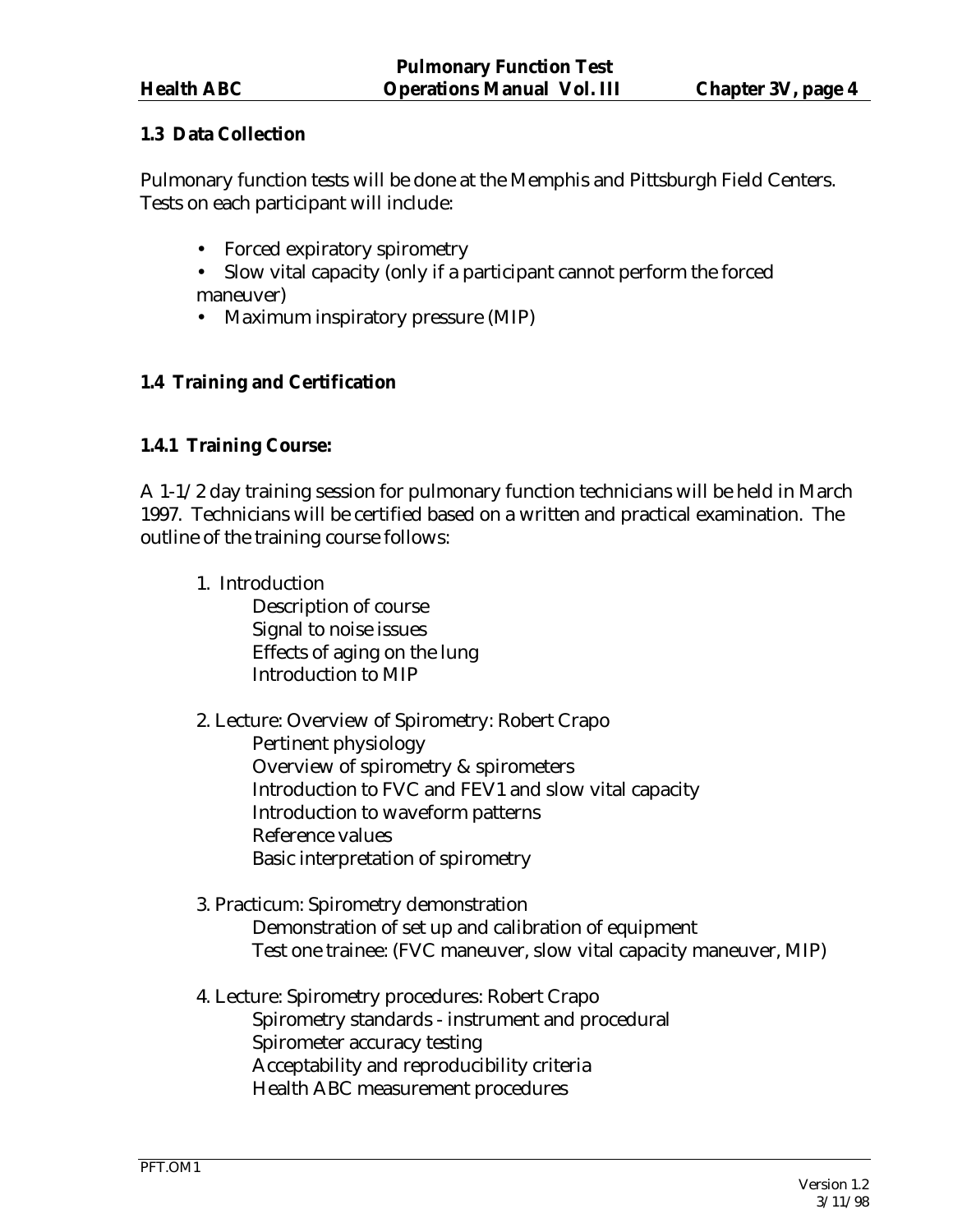### 1.3 Data Collection

Pulmonary function tests will be done at the Memphis and Pittsburgh Field Centers. Tests on each participant will include:

- Forced expiratory spirometry
- Slow vital capacity (only if a participant cannot perform the forced maneuver)
- Maximum inspiratory pressure (MIP)

### 1.4 Training and Certification

#### 1.4.1 Training Course:

A 1-1/2 day training session for pulmonary function technicians will be held in March 1997. Technicians will be certified based on a written and practical examination. The outline of the training course follows:

1. Introduction
   - Description of course
   - Signal to noise issues
   - Effects of aging on the lung
   - Introduction to MIP

2. Lecture: Overview of Spirometry: Robert Crapo
   - Pertinent physiology
   - Overview of spirometry & spirometers
   - Introduction to FVC and FEV1 and slow vital capacity
   - Introduction to waveform patterns
   - Reference values
   - Basic interpretation of spirometry

3. Practicum: Spirometry demonstration
   - Demonstration of set up and calibration of equipment
   - Test one trainee: (FVC maneuver, slow vital capacity maneuver, MIP)

4. Lecture: Spirometry procedures: Robert Crapo
   - Spirometry standards - instrument and procedural
   - Spirometer accuracy testing
   - Acceptability and reproducibility criteria
   - Health ABC measurement procedures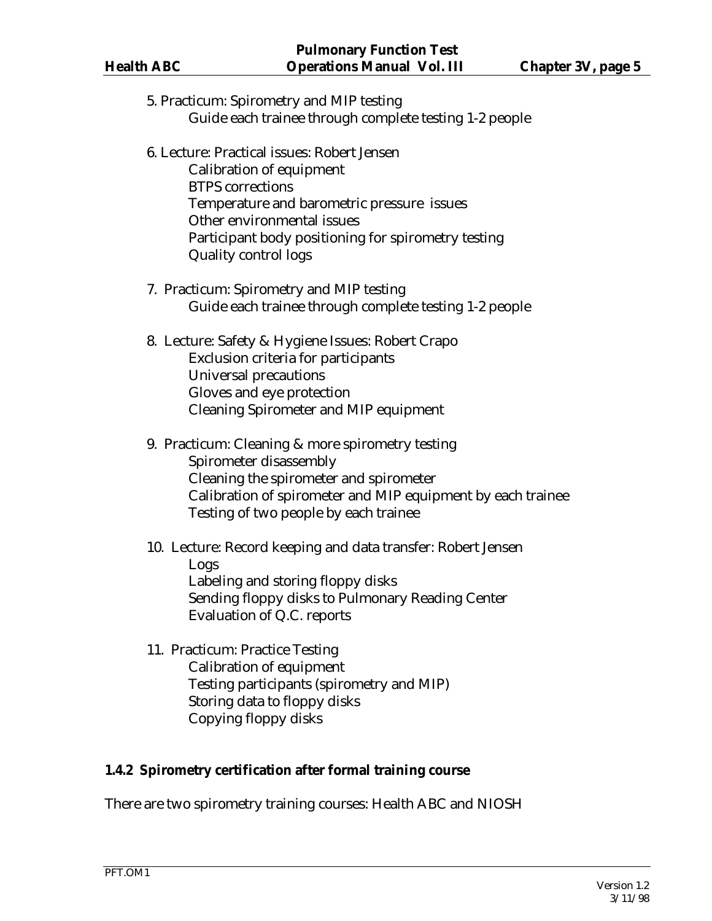5. Practicum: Spirometry and MIP testing
    - Guide each trainee through complete testing 1-2 people

6. Lecture: Practical issues: Robert Jensen
    - Calibration of equipment
    - BTPS corrections
    - Temperature and barometric pressure issues
    - Other environmental issues
    - Participant body positioning for spirometry testing
    - Quality control logs

7. Practicum: Spirometry and MIP testing
    - Guide each trainee through complete testing 1-2 people

8. Lecture: Safety & Hygiene Issues: Robert Crapo
    - Exclusion criteria for participants
    - Universal precautions
    - Gloves and eye protection
    - Cleaning Spirometer and MIP equipment

9. Practicum: Cleaning & more spirometry testing
    - Spirometer disassembly
    - Cleaning the spirometer and spirometer
    - Calibration of spirometer and MIP equipment by each trainee
    - Testing of two people by each trainee

10. Lecture: Record keeping and data transfer: Robert Jensen
    - Logs
    - Labeling and storing floppy disks
    - Sending floppy disks to Pulmonary Reading Center
    - Evaluation of Q.C. reports

11. Practicum: Practice Testing
    - Calibration of equipment
    - Testing participants (spirometry and MIP)
    - Storing data to floppy disks
    - Copying floppy disks

### 1.4.2 Spirometry certification after formal training course

There are two spirometry training courses: Health ABC and NIOSH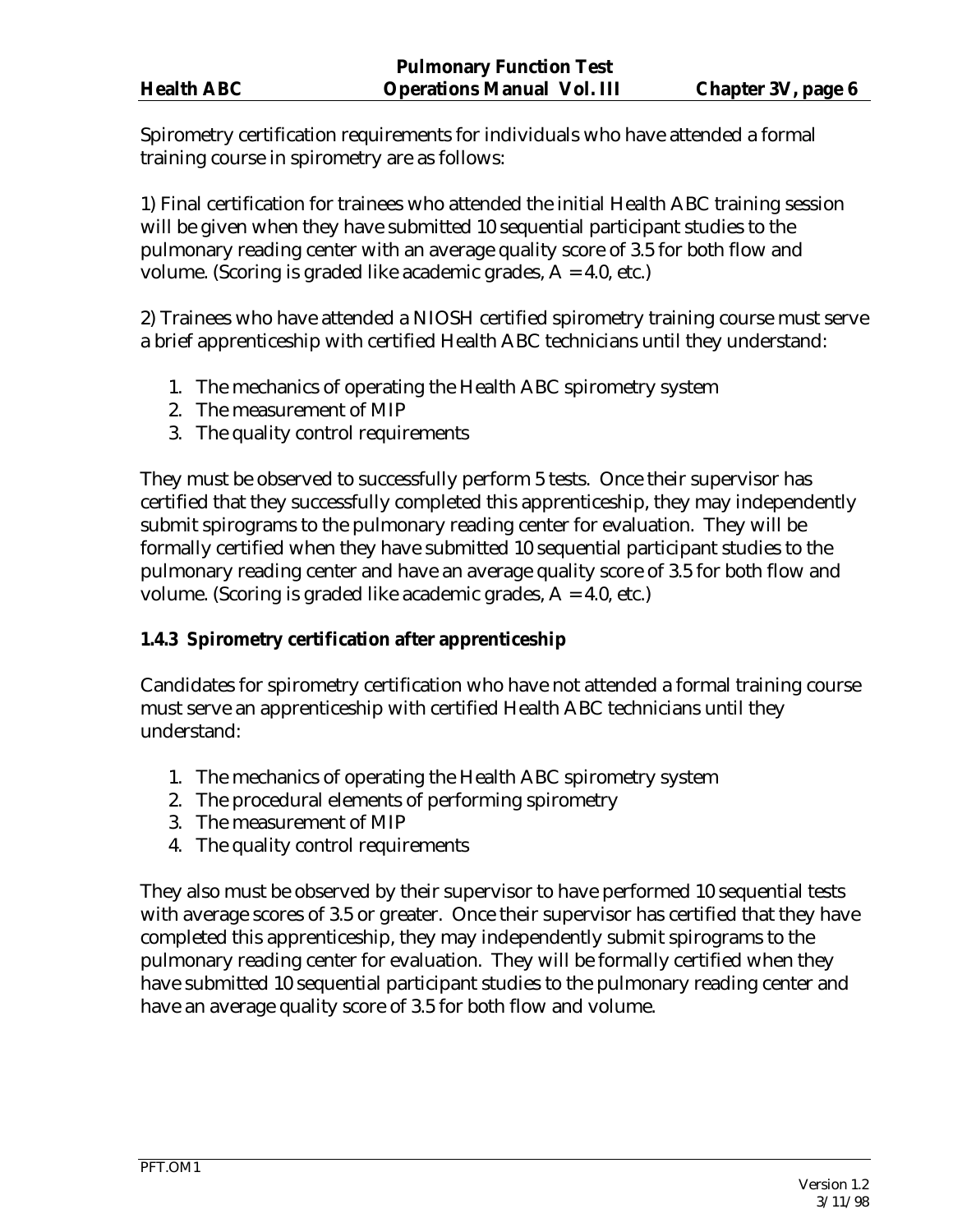Spirometry certification requirements for individuals who have attended a formal training course in spirometry are as follows:

1) Final certification for trainees who attended the initial Health ABC training session will be given when they have submitted 10 sequential participant studies to the pulmonary reading center with an average quality score of 3.5 for both flow and volume. (Scoring is graded like academic grades, A = 4.0, etc.)

2) Trainees who have attended a NIOSH certified spirometry training course must serve a brief apprenticeship with certified Health ABC technicians until they understand:

1. The mechanics of operating the Health ABC spirometry system
2. The measurement of MIP
3. The quality control requirements

They must be observed to successfully perform 5 tests. Once their supervisor has certified that they successfully completed this apprenticeship, they may independently submit spirograms to the pulmonary reading center for evaluation. They will be formally certified when they have submitted 10 sequential participant studies to the pulmonary reading center and have an average quality score of 3.5 for both flow and volume. (Scoring is graded like academic grades, A = 4.0, etc.)

### 1.4.3 Spirometry certification after apprenticeship

Candidates for spirometry certification who have not attended a formal training course must serve an apprenticeship with certified Health ABC technicians until they understand:

1. The mechanics of operating the Health ABC spirometry system
2. The procedural elements of performing spirometry
3. The measurement of MIP
4. The quality control requirements

They also must be observed by their supervisor to have performed 10 sequential tests with average scores of 3.5 or greater. Once their supervisor has certified that they have completed this apprenticeship, they may independently submit spirograms to the pulmonary reading center for evaluation. They will be formally certified when they have submitted 10 sequential participant studies to the pulmonary reading center and have an average quality score of 3.5 for both flow and volume.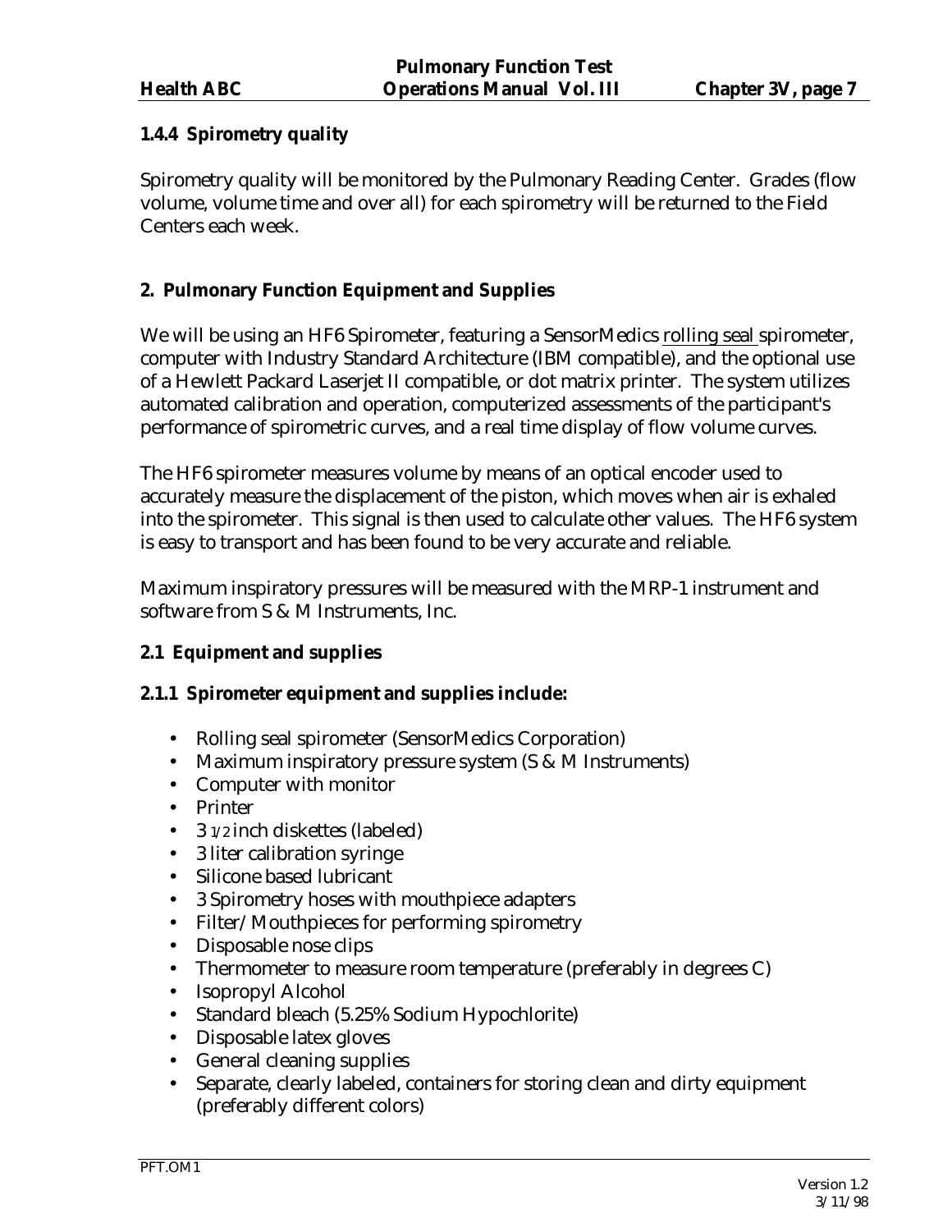### 1.4.4 Spirometry quality

Spirometry quality will be monitored by the Pulmonary Reading Center. Grades (flow volume, volume time and over all) for each spirometry will be returned to the Field Centers each week.

## 2. Pulmonary Function Equipment and Supplies

We will be using an HF6 Spirometer, featuring a SensorMedics rolling seal spirometer, computer with Industry Standard Architecture (IBM compatible), and the optional use of a Hewlett Packard Laserjet II compatible, or dot matrix printer. The system utilizes automated calibration and operation, computerized assessments of the participant's performance of spirometric curves, and a real time display of flow volume curves.

The HF6 spirometer measures volume by means of an optical encoder used to accurately measure the displacement of the piston, which moves when air is exhaled into the spirometer. This signal is then used to calculate other values. The HF6 system is easy to transport and has been found to be very accurate and reliable.

Maximum inspiratory pressures will be measured with the MRP-1 instrument and software from S & M Instruments, Inc.

### 2.1 Equipment and supplies

#### 2.1.1 Spirometer equipment and supplies include:

- Rolling seal spirometer (SensorMedics Corporation)
- Maximum inspiratory pressure system (S & M Instruments)
- Computer with monitor
- Printer
- 3 1/2 inch diskettes (labeled)
- 3 liter calibration syringe
- Silicone based lubricant
- 3 Spirometry hoses with mouthpiece adapters
- Filter/Mouthpieces for performing spirometry
- Disposable nose clips
- Thermometer to measure room temperature (preferably in degrees C)
- Isopropyl Alcohol
- Standard bleach (5.25% Sodium Hypochlorite)
- Disposable latex gloves
- General cleaning supplies
- Separate, clearly labeled, containers for storing clean and dirty equipment (preferably different colors)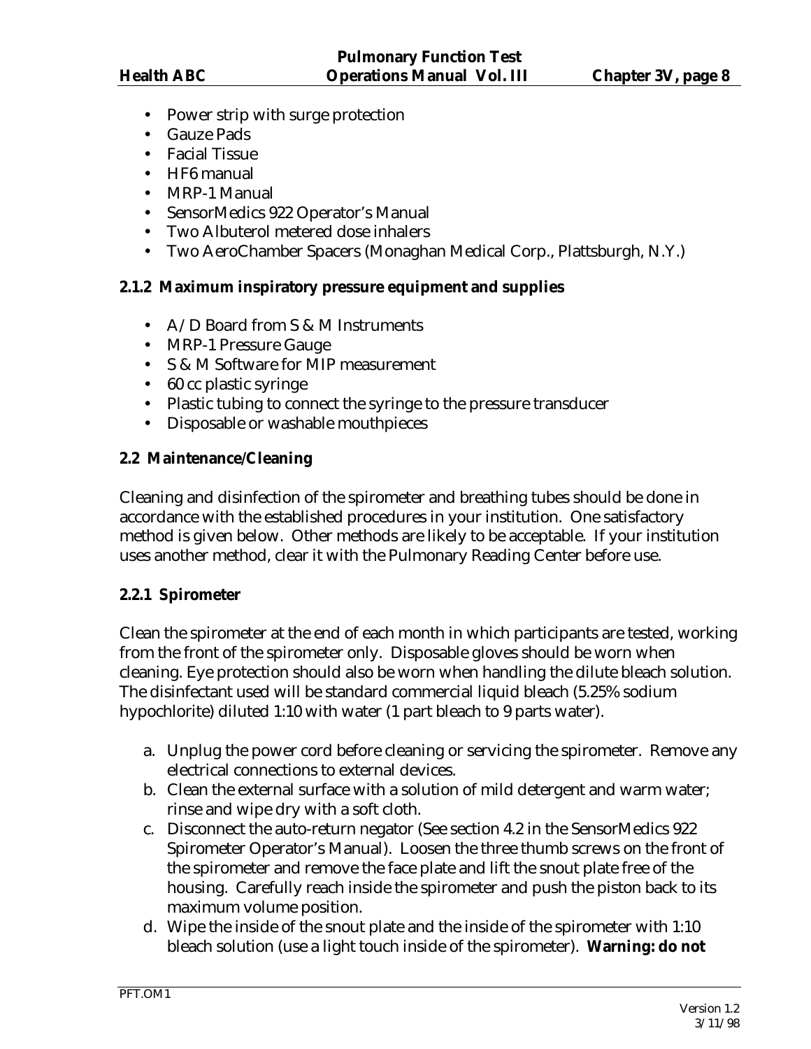- Power strip with surge protection
- Gauze Pads
- Facial Tissue
- HF6 manual
- MRP-1 Manual
- SensorMedics 922 Operator's Manual
- Two Albuterol metered dose inhalers
- Two AeroChamber Spacers (Monaghan Medical Corp., Plattsburgh, N.Y.)

### 2.1.2 Maximum inspiratory pressure equipment and supplies

- A/D Board from S & M Instruments
- MRP-1 Pressure Gauge
- S & M Software for MIP measurement
- 60 cc plastic syringe
- Plastic tubing to connect the syringe to the pressure transducer
- Disposable or washable mouthpieces

## 2.2 Maintenance/Cleaning

Cleaning and disinfection of the spirometer and breathing tubes should be done in accordance with the established procedures in your institution. One satisfactory method is given below. Other methods are likely to be acceptable. If your institution uses another method, clear it with the Pulmonary Reading Center before use.

### 2.2.1 Spirometer

Clean the spirometer at the end of each month in which participants are tested, working from the front of the spirometer only. Disposable gloves should be worn when cleaning. Eye protection should also be worn when handling the dilute bleach solution. The disinfectant used will be standard commercial liquid bleach (5.25% sodium hypochlorite) diluted 1:10 with water (1 part bleach to 9 parts water).

a. Unplug the power cord before cleaning or servicing the spirometer. Remove any electrical connections to external devices.
b. Clean the external surface with a solution of mild detergent and warm water; rinse and wipe dry with a soft cloth.
c. Disconnect the auto-return negator (See section 4.2 in the SensorMedics 922 Spirometer Operator's Manual). Loosen the three thumb screws on the front of the spirometer and remove the face plate and lift the snout plate free of the housing. Carefully reach inside the spirometer and push the piston back to its maximum volume position.
d. Wipe the inside of the snout plate and the inside of the spirometer with 1:10 bleach solution (use a light touch inside of the spirometer). **Warning: do not**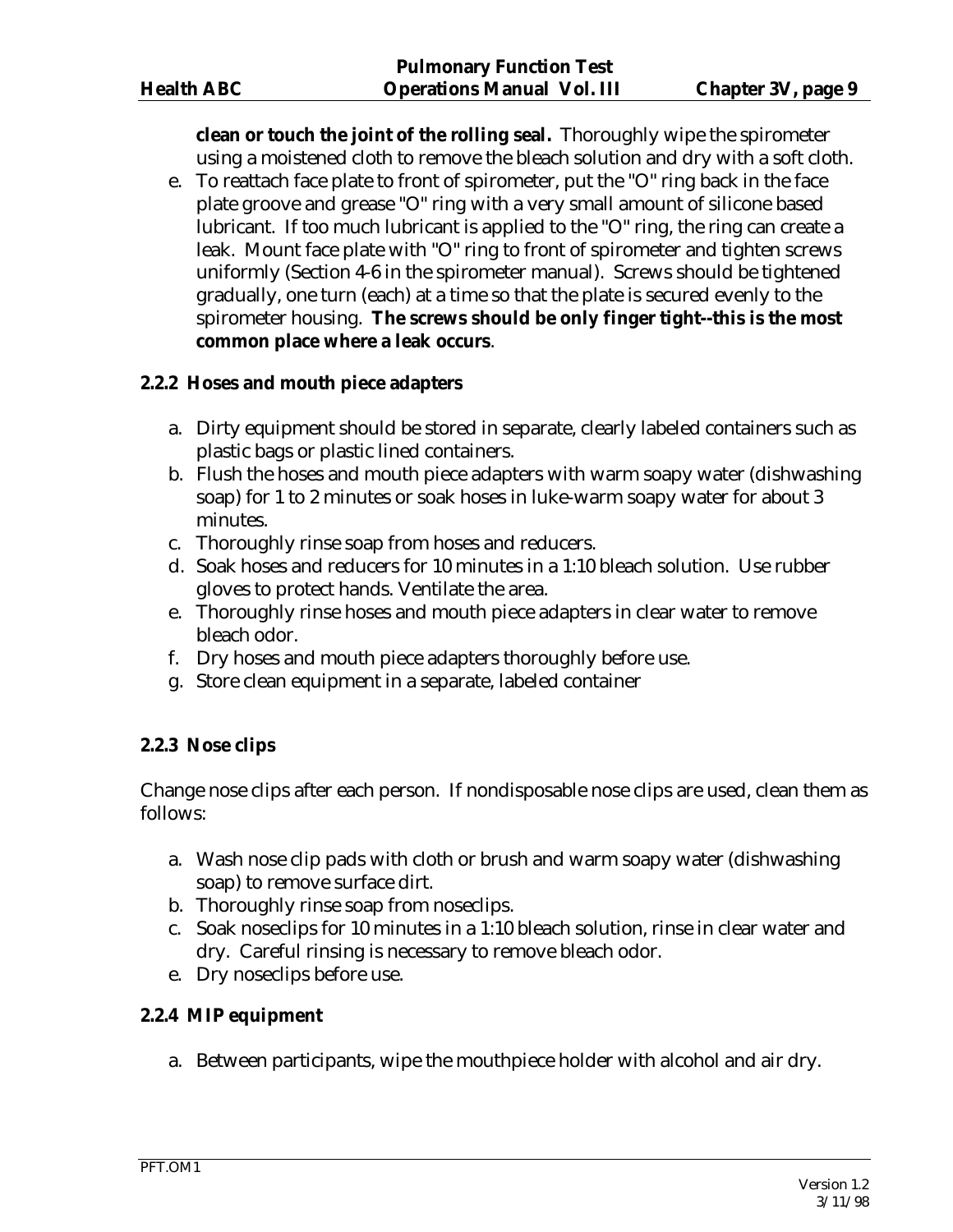**clean or touch the joint of the rolling seal.** Thoroughly wipe the spirometer using a moistened cloth to remove the bleach solution and dry with a soft cloth.

e. To reattach face plate to front of spirometer, put the "O" ring back in the face plate groove and grease "O" ring with a very small amount of silicone based lubricant. If too much lubricant is applied to the "O" ring, the ring can create a leak. Mount face plate with "O" ring to front of spirometer and tighten screws uniformly (Section 4-6 in the spirometer manual). Screws should be tightened gradually, one turn (each) at a time so that the plate is secured evenly to the spirometer housing. **The screws should be only finger tight--this is the most common place where a leak occurs**.

### 2.2.2 Hoses and mouth piece adapters

a. Dirty equipment should be stored in separate, clearly labeled containers such as plastic bags or plastic lined containers.
b. Flush the hoses and mouth piece adapters with warm soapy water (dishwashing soap) for 1 to 2 minutes or soak hoses in luke-warm soapy water for about 3 minutes.
c. Thoroughly rinse soap from hoses and reducers.
d. Soak hoses and reducers for 10 minutes in a 1:10 bleach solution. Use rubber gloves to protect hands. Ventilate the area.
e. Thoroughly rinse hoses and mouth piece adapters in clear water to remove bleach odor.
f. Dry hoses and mouth piece adapters thoroughly before use.
g. Store clean equipment in a separate, labeled container

### 2.2.3 Nose clips

Change nose clips after each person. If nondisposable nose clips are used, clean them as follows:

a. Wash nose clip pads with cloth or brush and warm soapy water (dishwashing soap) to remove surface dirt.
b. Thoroughly rinse soap from noseclips.
c. Soak noseclips for 10 minutes in a 1:10 bleach solution, rinse in clear water and dry. Careful rinsing is necessary to remove bleach odor.
e. Dry noseclips before use.

### 2.2.4 MIP equipment

a. Between participants, wipe the mouthpiece holder with alcohol and air dry.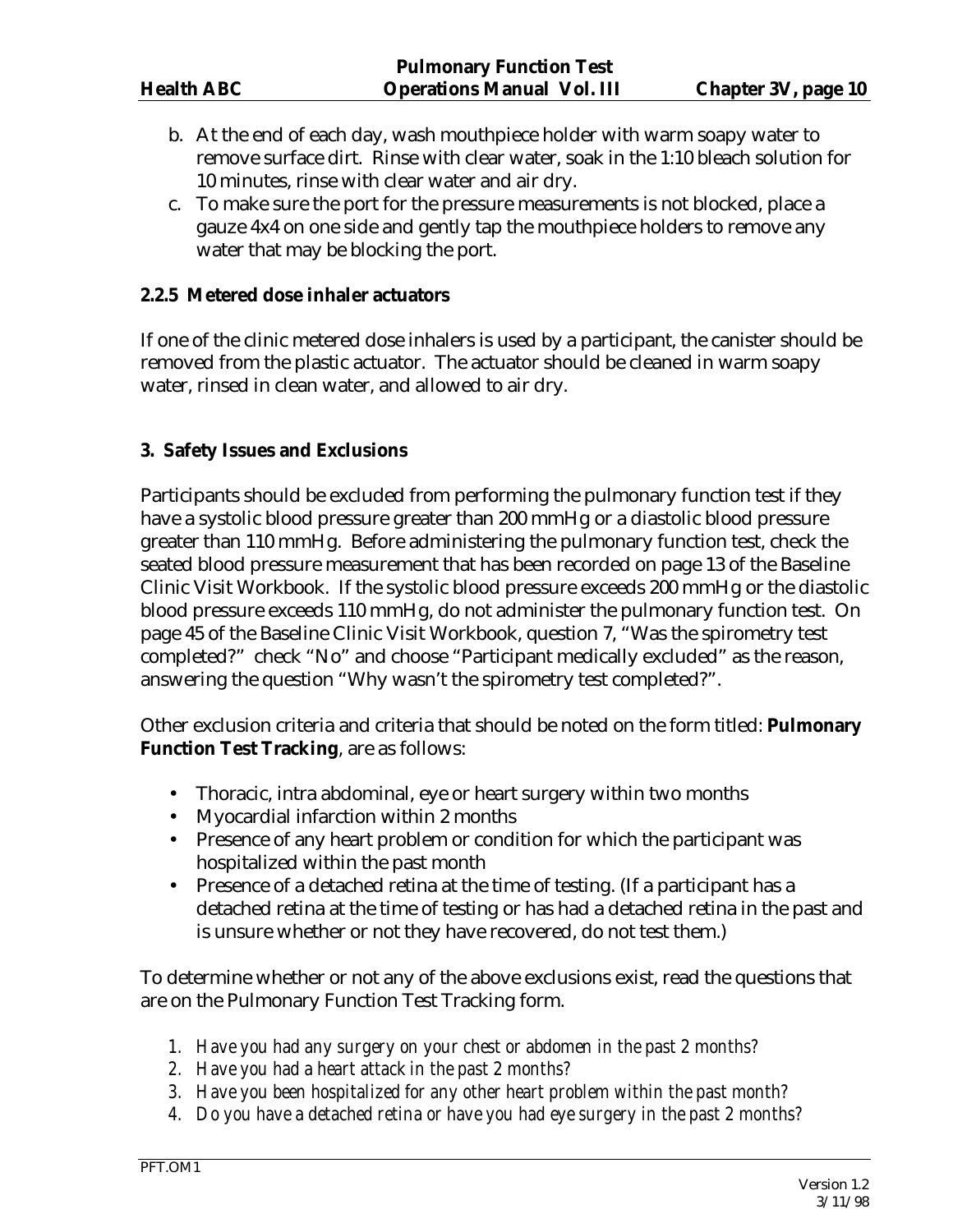b. At the end of each day, wash mouthpiece holder with warm soapy water to remove surface dirt. Rinse with clear water, soak in the 1:10 bleach solution for 10 minutes, rinse with clear water and air dry.
c. To make sure the port for the pressure measurements is not blocked, place a gauze 4x4 on one side and gently tap the mouthpiece holders to remove any water that may be blocking the port.

### 2.2.5 Metered dose inhaler actuators

If one of the clinic metered dose inhalers is used by a participant, the canister should be removed from the plastic actuator. The actuator should be cleaned in warm soapy water, rinsed in clean water, and allowed to air dry.

## 3. Safety Issues and Exclusions

Participants should be excluded from performing the pulmonary function test if they have a systolic blood pressure greater than 200 mmHg or a diastolic blood pressure greater than 110 mmHg. Before administering the pulmonary function test, check the seated blood pressure measurement that has been recorded on page 13 of the Baseline Clinic Visit Workbook. If the systolic blood pressure exceeds 200 mmHg or the diastolic blood pressure exceeds 110 mmHg, do not administer the pulmonary function test. On page 45 of the Baseline Clinic Visit Workbook, question 7, "Was the spirometry test completed?" check "No" and choose "Participant medically excluded" as the reason, answering the question "Why wasn't the spirometry test completed?".

Other exclusion criteria and criteria that should be noted on the form titled: **Pulmonary Function Test Tracking**, are as follows:

- Thoracic, intra abdominal, eye or heart surgery within two months
- Myocardial infarction within 2 months
- Presence of any heart problem or condition for which the participant was hospitalized within the past month
- Presence of a detached retina at the time of testing. (If a participant has a detached retina at the time of testing or has had a detached retina in the past and is unsure whether or not they have recovered, do not test them.)

To determine whether or not any of the above exclusions exist, read the questions that are on the Pulmonary Function Test Tracking form.

1. *Have you had any surgery on your chest or abdomen in the past 2 months?*
2. *Have you had a heart attack in the past 2 months?*
3. *Have you been hospitalized for any other heart problem within the past month?*
4. *Do you have a detached retina or have you had eye surgery in the past 2 months?*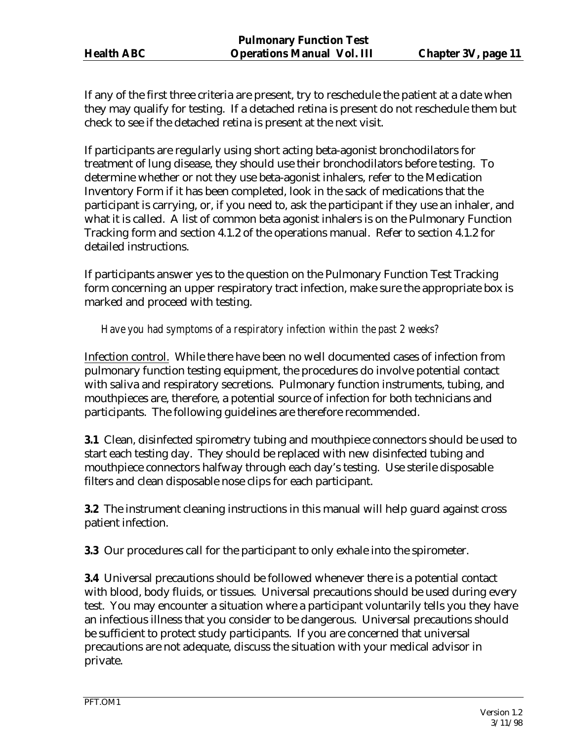If any of the first three criteria are present, try to reschedule the patient at a date when they may qualify for testing. If a detached retina is present do not reschedule them but check to see if the detached retina is present at the next visit.

If participants are regularly using short acting beta-agonist bronchodilators for treatment of lung disease, they should use their bronchodilators before testing. To determine whether or not they use beta-agonist inhalers, refer to the Medication Inventory Form if it has been completed, look in the sack of medications that the participant is carrying, or, if you need to, ask the participant if they use an inhaler, and what it is called. A list of common beta agonist inhalers is on the Pulmonary Function Tracking form and section 4.1.2 of the operations manual. Refer to section 4.1.2 for detailed instructions.

If participants answer yes to the question on the Pulmonary Function Test Tracking form concerning an upper respiratory tract infection, make sure the appropriate box is marked and proceed with testing.

*Have you had symptoms of a respiratory infection within the past 2 weeks?*

<u>Infection control.</u> While there have been no well documented cases of infection from pulmonary function testing equipment, the procedures do involve potential contact with saliva and respiratory secretions. Pulmonary function instruments, tubing, and mouthpieces are, therefore, a potential source of infection for both technicians and participants. The following guidelines are therefore recommended.

**3.1** Clean, disinfected spirometry tubing and mouthpiece connectors should be used to start each testing day. They should be replaced with new disinfected tubing and mouthpiece connectors halfway through each day's testing. Use sterile disposable filters and clean disposable nose clips for each participant.

**3.2** The instrument cleaning instructions in this manual will help guard against cross patient infection.

**3.3** Our procedures call for the participant to only exhale into the spirometer.

**3.4** Universal precautions should be followed whenever there is a potential contact with blood, body fluids, or tissues. Universal precautions should be used during every test. You may encounter a situation where a participant voluntarily tells you they have an infectious illness that you consider to be dangerous. Universal precautions should be sufficient to protect study participants. If you are concerned that universal precautions are not adequate, discuss the situation with your medical advisor in private.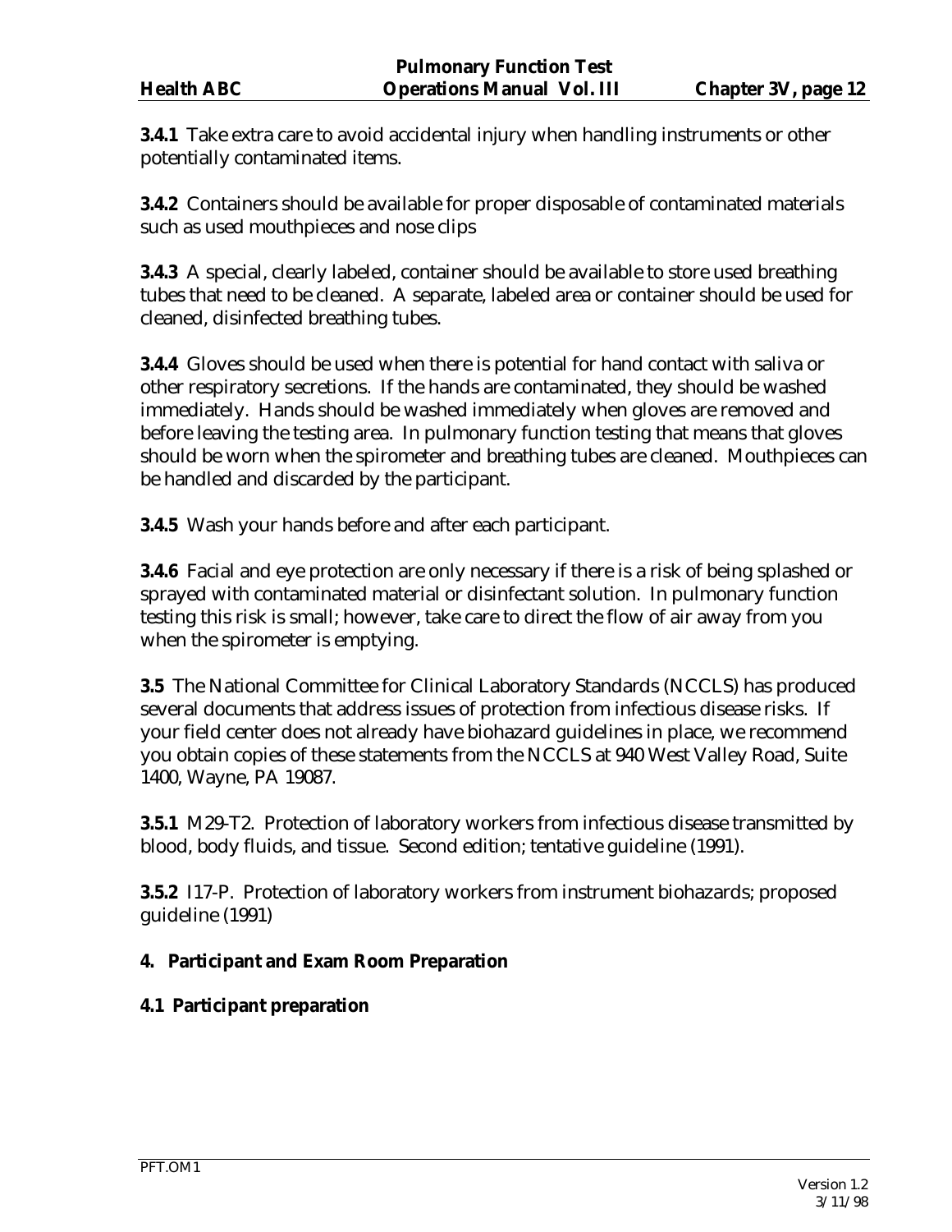**3.4.1** Take extra care to avoid accidental injury when handling instruments or other potentially contaminated items.

**3.4.2** Containers should be available for proper disposable of contaminated materials such as used mouthpieces and nose clips

**3.4.3** A special, clearly labeled, container should be available to store used breathing tubes that need to be cleaned. A separate, labeled area or container should be used for cleaned, disinfected breathing tubes.

**3.4.4** Gloves should be used when there is potential for hand contact with saliva or other respiratory secretions. If the hands are contaminated, they should be washed immediately. Hands should be washed immediately when gloves are removed and before leaving the testing area. In pulmonary function testing that means that gloves should be worn when the spirometer and breathing tubes are cleaned. Mouthpieces can be handled and discarded by the participant.

**3.4.5** Wash your hands before and after each participant.

**3.4.6** Facial and eye protection are only necessary if there is a risk of being splashed or sprayed with contaminated material or disinfectant solution. In pulmonary function testing this risk is small; however, take care to direct the flow of air away from you when the spirometer is emptying.

**3.5** The National Committee for Clinical Laboratory Standards (NCCLS) has produced several documents that address issues of protection from infectious disease risks. If your field center does not already have biohazard guidelines in place, we recommend you obtain copies of these statements from the NCCLS at 940 West Valley Road, Suite 1400, Wayne, PA 19087.

**3.5.1** M29-T2. Protection of laboratory workers from infectious disease transmitted by blood, body fluids, and tissue. Second edition; tentative guideline (1991).

**3.5.2** I17-P. Protection of laboratory workers from instrument biohazards; proposed guideline (1991)

## 4. Participant and Exam Room Preparation

### 4.1 Participant preparation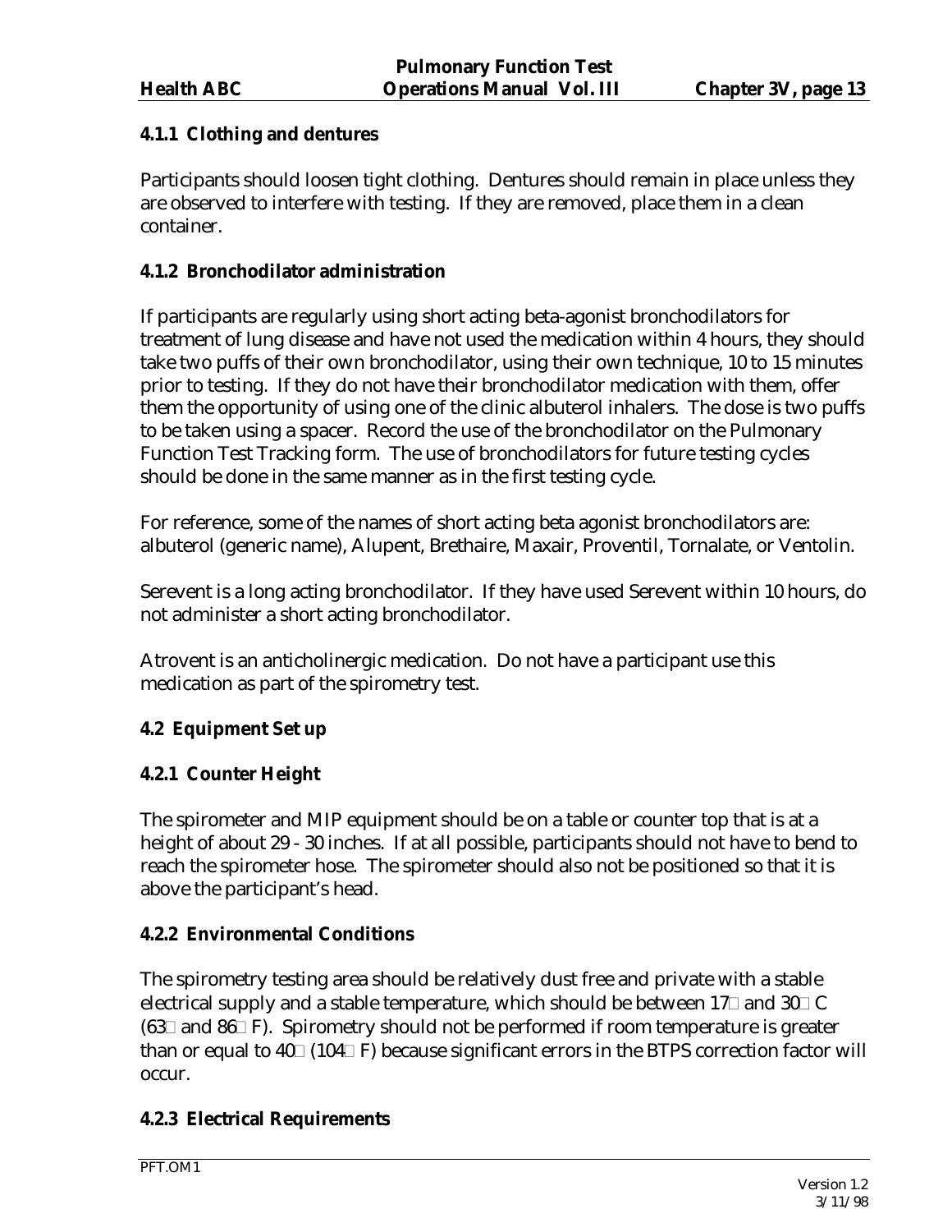### 4.1.1 Clothing and dentures

Participants should loosen tight clothing. Dentures should remain in place unless they are observed to interfere with testing. If they are removed, place them in a clean container.

### 4.1.2 Bronchodilator administration

If participants are regularly using short acting beta-agonist bronchodilators for treatment of lung disease and have not used the medication within 4 hours, they should take two puffs of their own bronchodilator, using their own technique, 10 to 15 minutes prior to testing. If they do not have their bronchodilator medication with them, offer them the opportunity of using one of the clinic albuterol inhalers. The dose is two puffs to be taken using a spacer. Record the use of the bronchodilator on the Pulmonary Function Test Tracking form. The use of bronchodilators for future testing cycles should be done in the same manner as in the first testing cycle.

For reference, some of the names of short acting beta agonist bronchodilators are: albuterol (generic name), Alupent, Brethaire, Maxair, Proventil, Tornalate, or Ventolin.

Serevent is a long acting bronchodilator. If they have used Serevent within 10 hours, do not administer a short acting bronchodilator.

Atrovent is an anticholinergic medication. Do not have a participant use this medication as part of the spirometry test.

## 4.2 Equipment Set up

### 4.2.1 Counter Height

The spirometer and MIP equipment should be on a table or counter top that is at a height of about 29 - 30 inches. If at all possible, participants should not have to bend to reach the spirometer hose. The spirometer should also not be positioned so that it is above the participant's head.

### 4.2.2 Environmental Conditions

The spirometry testing area should be relatively dust free and private with a stable electrical supply and a stable temperature, which should be between 17° and 30° C (63° and 86° F). Spirometry should not be performed if room temperature is greater than or equal to 40° (104° F) because significant errors in the BTPS correction factor will occur.

### 4.2.3 Electrical Requirements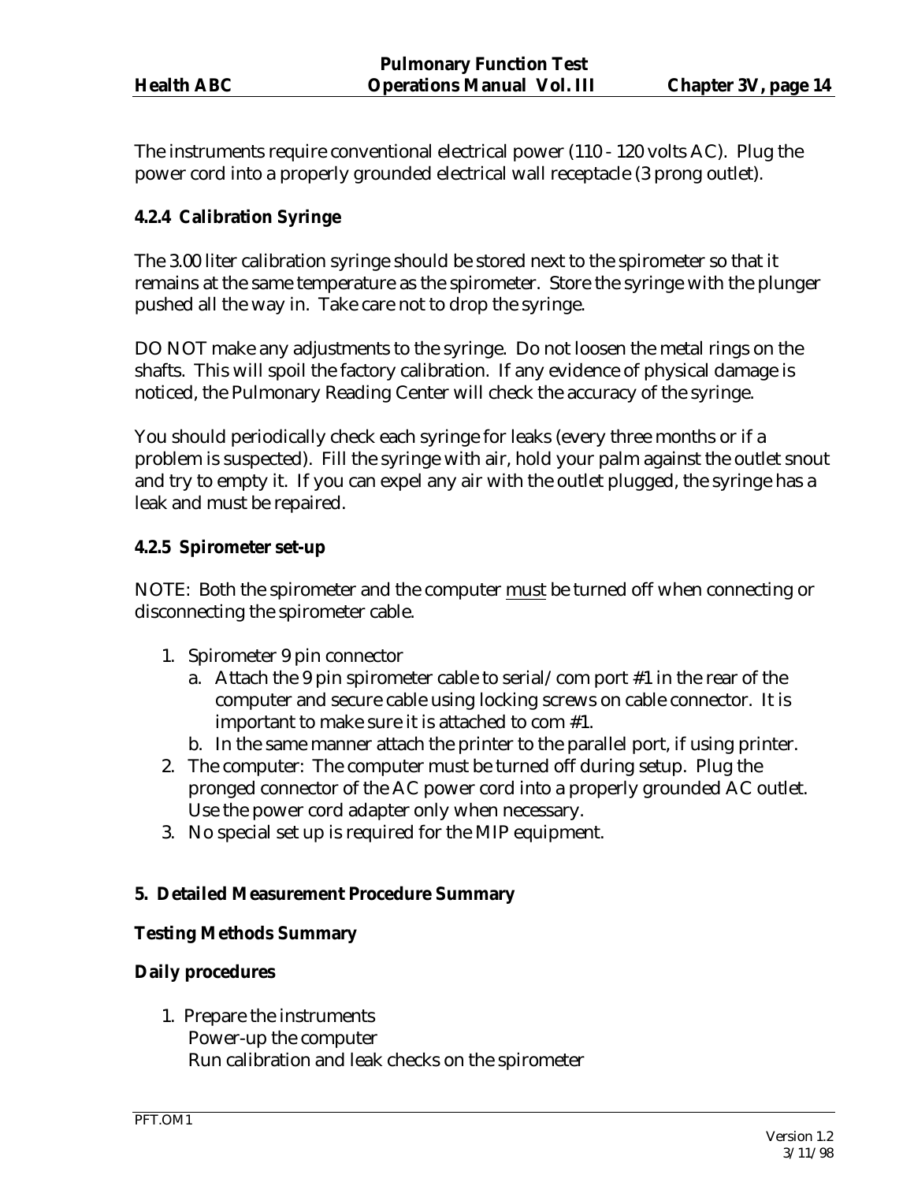The instruments require conventional electrical power (110 - 120 volts AC). Plug the power cord into a properly grounded electrical wall receptacle (3 prong outlet).

#### 4.2.4 Calibration Syringe

The 3.00 liter calibration syringe should be stored next to the spirometer so that it remains at the same temperature as the spirometer. Store the syringe with the plunger pushed all the way in. Take care not to drop the syringe.

DO NOT make any adjustments to the syringe. Do not loosen the metal rings on the shafts. This will spoil the factory calibration. If any evidence of physical damage is noticed, the Pulmonary Reading Center will check the accuracy of the syringe.

You should periodically check each syringe for leaks (every three months or if a problem is suspected). Fill the syringe with air, hold your palm against the outlet snout and try to empty it. If you can expel any air with the outlet plugged, the syringe has a leak and must be repaired.

#### 4.2.5 Spirometer set-up

NOTE: Both the spirometer and the computer <u>must</u> be turned off when connecting or disconnecting the spirometer cable.

1. Spirometer 9 pin connector
   a. Attach the 9 pin spirometer cable to serial/com port #1 in the rear of the computer and secure cable using locking screws on cable connector. It is important to make sure it is attached to com #1.
   b. In the same manner attach the printer to the parallel port, if using printer.
2. The computer: The computer must be turned off during setup. Plug the pronged connector of the AC power cord into a properly grounded AC outlet. Use the power cord adapter only when necessary.
3. No special set up is required for the MIP equipment.

## 5. Detailed Measurement Procedure Summary

### Testing Methods Summary

### Daily procedures

1. Prepare the instruments
   Power-up the computer
   Run calibration and leak checks on the spirometer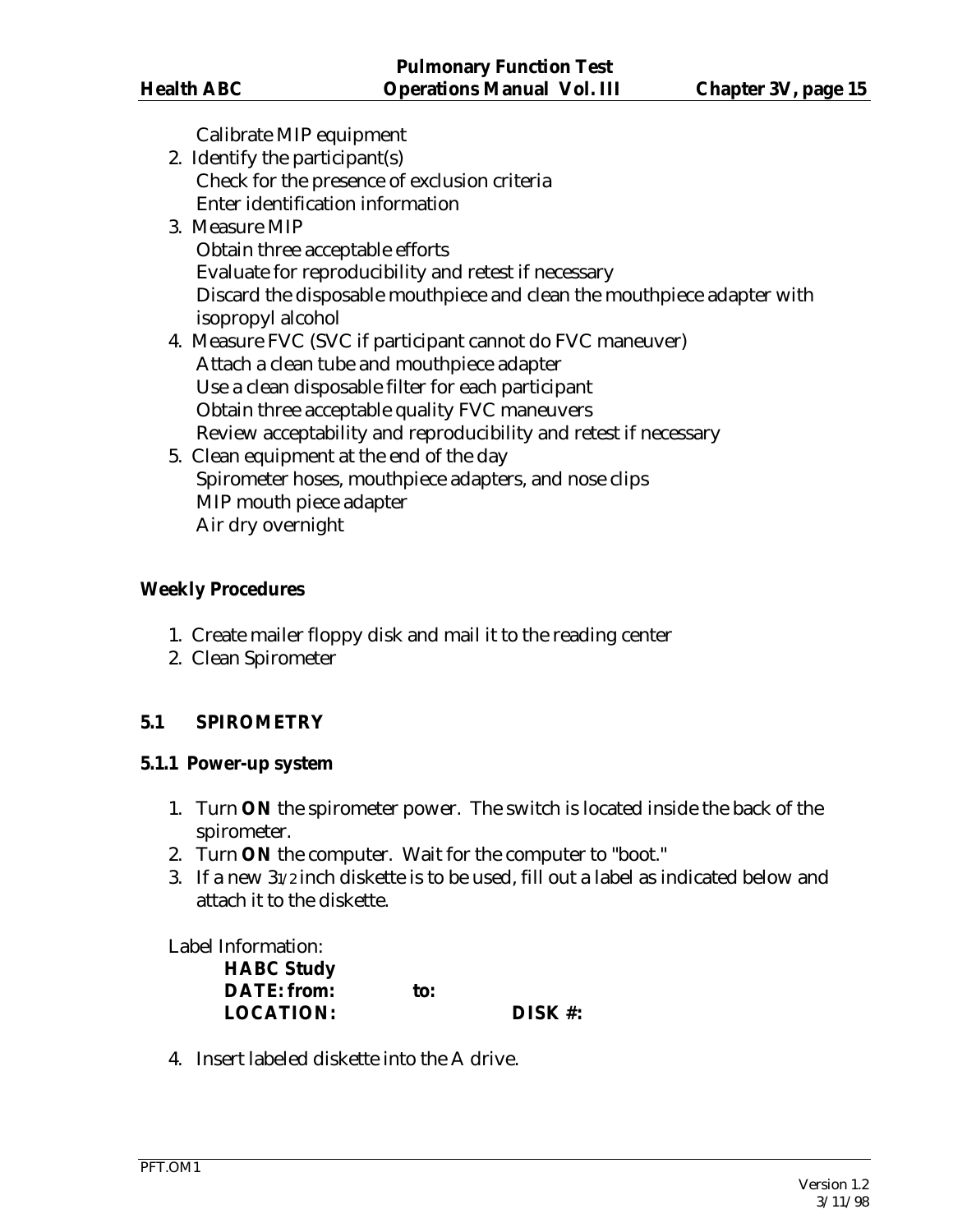Calibrate MIP equipment

2. Identify the participant(s)
   Check for the presence of exclusion criteria
   Enter identification information
3. Measure MIP
   Obtain three acceptable efforts
   Evaluate for reproducibility and retest if necessary
   Discard the disposable mouthpiece and clean the mouthpiece adapter with isopropyl alcohol
4. Measure FVC (SVC if participant cannot do FVC maneuver)
   Attach a clean tube and mouthpiece adapter
   Use a clean disposable filter for each participant
   Obtain three acceptable quality FVC maneuvers
   Review acceptability and reproducibility and retest if necessary
5. Clean equipment at the end of the day
   Spirometer hoses, mouthpiece adapters, and nose clips
   MIP mouth piece adapter
   Air dry overnight

**Weekly Procedures**

1. Create mailer floppy disk and mail it to the reading center
2. Clean Spirometer

## 5.1 SPIROMETRY

### 5.1.1 Power-up system

1. Turn **ON** the spirometer power. The switch is located inside the back of the spirometer.
2. Turn **ON** the computer. Wait for the computer to "boot."
3. If a new 3 1/2 inch diskette is to be used, fill out a label as indicated below and attach it to the diskette.

Label Information:

**HABC Study**
**DATE: from:** &nbsp;&nbsp;&nbsp;&nbsp; **to:**
**LOCATION:** &nbsp;&nbsp;&nbsp;&nbsp;&nbsp;&nbsp;&nbsp;&nbsp; **DISK #:**

4. Insert labeled diskette into the A drive.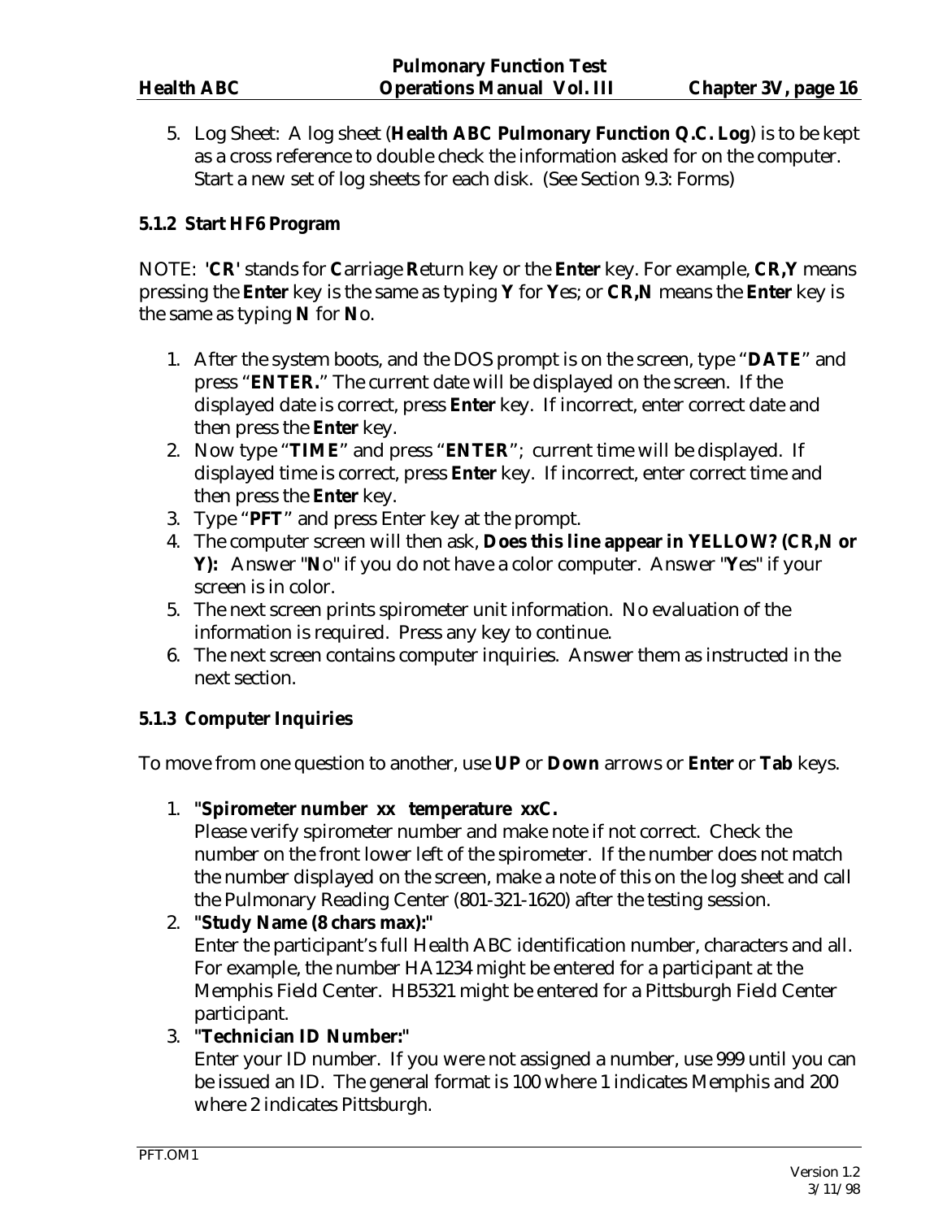5. Log Sheet: A log sheet (**Health ABC Pulmonary Function Q.C. Log**) is to be kept as a cross reference to double check the information asked for on the computer. Start a new set of log sheets for each disk. (See Section 9.3: Forms)

### 5.1.2 Start HF6 Program

NOTE: **'CR'** stands for **C**arriage **R**eturn key or the **Enter** key. For example, **CR,Y** means pressing the **Enter** key is the same as typing **Y** for **Y**es; or **CR,N** means the **Enter** key is the same as typing **N** for **N**o.

1. After the system boots, and the DOS prompt is on the screen, type "**DATE**" and press "**ENTER.**" The current date will be displayed on the screen. If the displayed date is correct, press **Enter** key. If incorrect, enter correct date and then press the **Enter** key.
2. Now type "**TIME**" and press "**ENTER**"; current time will be displayed. If displayed time is correct, press **Enter** key. If incorrect, enter correct time and then press the **Enter** key.
3. Type "**PFT**" and press Enter key at the prompt.
4. The computer screen will then ask, **Does this line appear in YELLOW? (CR,N or Y):** Answer "**N**o" if you do not have a color computer. Answer "**Y**es" if your screen is in color.
5. The next screen prints spirometer unit information. No evaluation of the information is required. Press any key to continue.
6. The next screen contains computer inquiries. Answer them as instructed in the next section.

### 5.1.3 Computer Inquiries

To move from one question to another, use **UP** or **Down** arrows or **Enter** or **Tab** keys.

1. **"Spirometer number xx temperature xxC.**
   Please verify spirometer number and make note if not correct. Check the number on the front lower left of the spirometer. If the number does not match the number displayed on the screen, make a note of this on the log sheet and call the Pulmonary Reading Center (801-321-1620) after the testing session.
2. **"Study Name (8 chars max):"**
   Enter the participant's full Health ABC identification number, characters and all. For example, the number HA1234 might be entered for a participant at the Memphis Field Center. HB5321 might be entered for a Pittsburgh Field Center participant.
3. **"Technician ID Number:"**
   Enter your ID number. If you were not assigned a number, use 999 until you can be issued an ID. The general format is 100 where 1 indicates Memphis and 200 where 2 indicates Pittsburgh.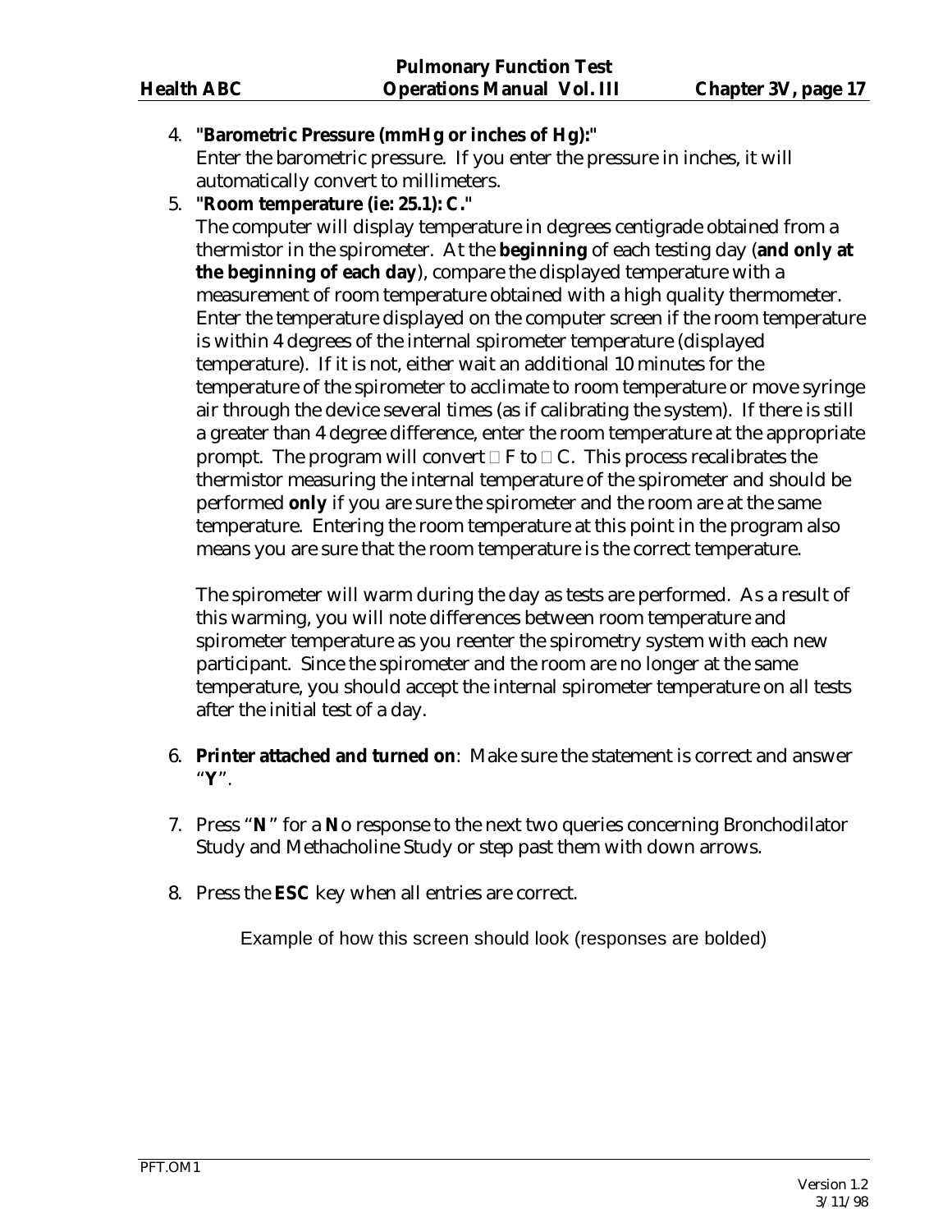4. **"Barometric Pressure (mmHg or inches of Hg):"**
   Enter the barometric pressure. If you enter the pressure in inches, it will automatically convert to millimeters.

5. **"Room temperature (ie: 25.1): C."**
   The computer will display temperature in degrees centigrade obtained from a thermistor in the spirometer. At the **beginning** of each testing day (**and only at the beginning of each day**), compare the displayed temperature with a measurement of room temperature obtained with a high quality thermometer. Enter the temperature displayed on the computer screen if the room temperature is within 4 degrees of the internal spirometer temperature (displayed temperature). If it is not, either wait an additional 10 minutes for the temperature of the spirometer to acclimate to room temperature or move syringe air through the device several times (as if calibrating the system). If there is still a greater than 4 degree difference, enter the room temperature at the appropriate prompt. The program will convert  F to  C. This process recalibrates the thermistor measuring the internal temperature of the spirometer and should be performed **only** if you are sure the spirometer and the room are at the same temperature. Entering the room temperature at this point in the program also means you are sure that the room temperature is the correct temperature.

   The spirometer will warm during the day as tests are performed. As a result of this warming, you will note differences between room temperature and spirometer temperature as you reenter the spirometry system with each new participant. Since the spirometer and the room are no longer at the same temperature, you should accept the internal spirometer temperature on all tests after the initial test of a day.

6. **Printer attached and turned on**: Make sure the statement is correct and answer "**Y**".

7. Press "**N**" for a **N**o response to the next two queries concerning Bronchodilator Study and Methacholine Study or step past them with down arrows.

8. Press the **ESC** key when all entries are correct.

Example of how this screen should look (responses are bolded)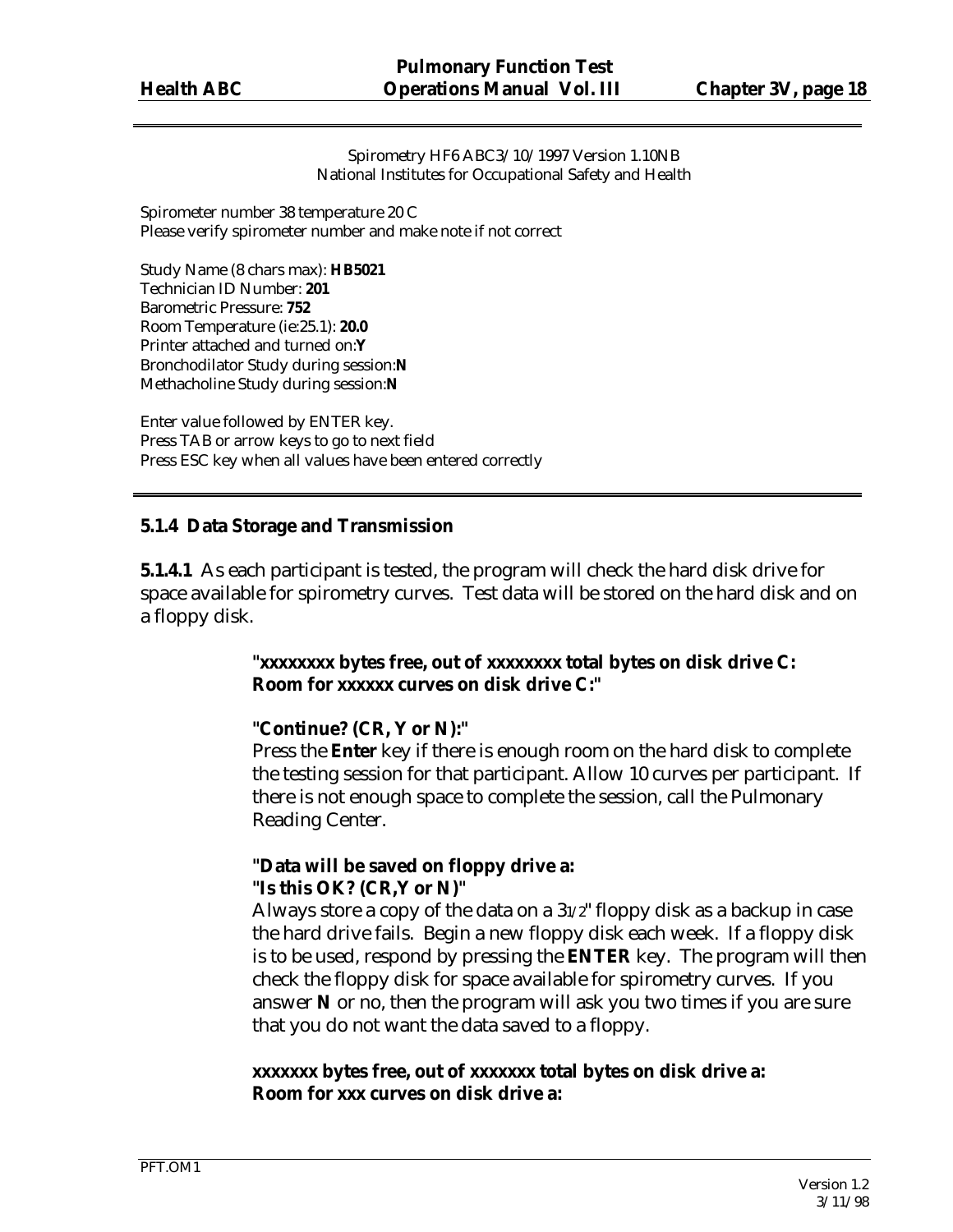Spirometry HF6 ABC3/10/1997 Version 1.10NB
National Institutes for Occupational Safety and Health

Spirometer number 38 temperature 20 C
Please verify spirometer number and make note if not correct

Study Name (8 chars max): **HB5021**
Technician ID Number: **201**
Barometric Pressure: **752**
Room Temperature (ie:25.1): **20.0**
Printer attached and turned on:**Y**
Bronchodilator Study during session:**N**
Methacholine Study during session:**N**

Enter value followed by ENTER key.
Press TAB or arrow keys to go to next field
Press ESC key when all values have been entered correctly

---

### 5.1.4 Data Storage and Transmission

**5.1.4.1** As each participant is tested, the program will check the hard disk drive for space available for spirometry curves. Test data will be stored on the hard disk and on a floppy disk.

> **"xxxxxxxx bytes free, out of xxxxxxxx total bytes on disk drive C:**
> **Room for xxxxxx curves on disk drive C:"**
>
> **"Continue? (CR, Y or N):"**
> Press the **Enter** key if there is enough room on the hard disk to complete the testing session for that participant. Allow 10 curves per participant. If there is not enough space to complete the session, call the Pulmonary Reading Center.
>
> **"Data will be saved on floppy drive a:**
> **"Is this OK? (CR,Y or N)"**
> Always store a copy of the data on a 3½" floppy disk as a backup in case the hard drive fails. Begin a new floppy disk each week. If a floppy disk is to be used, respond by pressing the **ENTER** key. The program will then check the floppy disk for space available for spirometry curves. If you answer **N** or no, then the program will ask you two times if you are sure that you do not want the data saved to a floppy.
>
> **xxxxxxx bytes free, out of xxxxxxx total bytes on disk drive a:**
> **Room for xxx curves on disk drive a:**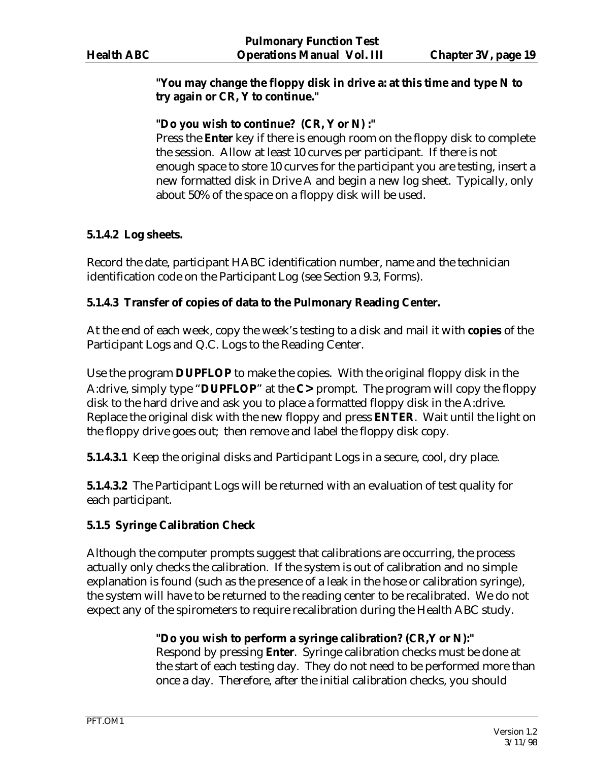**"You may change the floppy disk in drive a: at this time and type N to try again or CR, Y to continue."**

**"Do you wish to continue? (CR, Y or N) :"**
Press the **Enter** key if there is enough room on the floppy disk to complete the session. Allow at least 10 curves per participant. If there is not enough space to store 10 curves for the participant you are testing, insert a new formatted disk in Drive A and begin a new log sheet. Typically, only about 50% of the space on a floppy disk will be used.

**5.1.4.2 Log sheets.**

Record the date, participant HABC identification number, name and the technician identification code on the Participant Log (see Section 9.3, Forms).

**5.1.4.3 Transfer of copies of data to the Pulmonary Reading Center.**

At the end of each week, copy the week's testing to a disk and mail it with **copies** of the Participant Logs and Q.C. Logs to the Reading Center.

Use the program **DUPFLOP** to make the copies. With the original floppy disk in the A:drive, simply type "**DUPFLOP**" at the **C>** prompt. The program will copy the floppy disk to the hard drive and ask you to place a formatted floppy disk in the A:drive. Replace the original disk with the new floppy and press **ENTER**. Wait until the light on the floppy drive goes out; then remove and label the floppy disk copy.

**5.1.4.3.1** Keep the original disks and Participant Logs in a secure, cool, dry place.

**5.1.4.3.2** The Participant Logs will be returned with an evaluation of test quality for each participant.

**5.1.5 Syringe Calibration Check**

Although the computer prompts suggest that calibrations are occurring, the process actually only checks the calibration. If the system is out of calibration and no simple explanation is found (such as the presence of a leak in the hose or calibration syringe), the system will have to be returned to the reading center to be recalibrated. We do not expect any of the spirometers to require recalibration during the Health ABC study.

**"Do you wish to perform a syringe calibration? (CR,Y or N):"**
Respond by pressing **Enter**. Syringe calibration checks must be done at the start of each testing day. They do not need to be performed more than once a day. Therefore, after the initial calibration checks, you should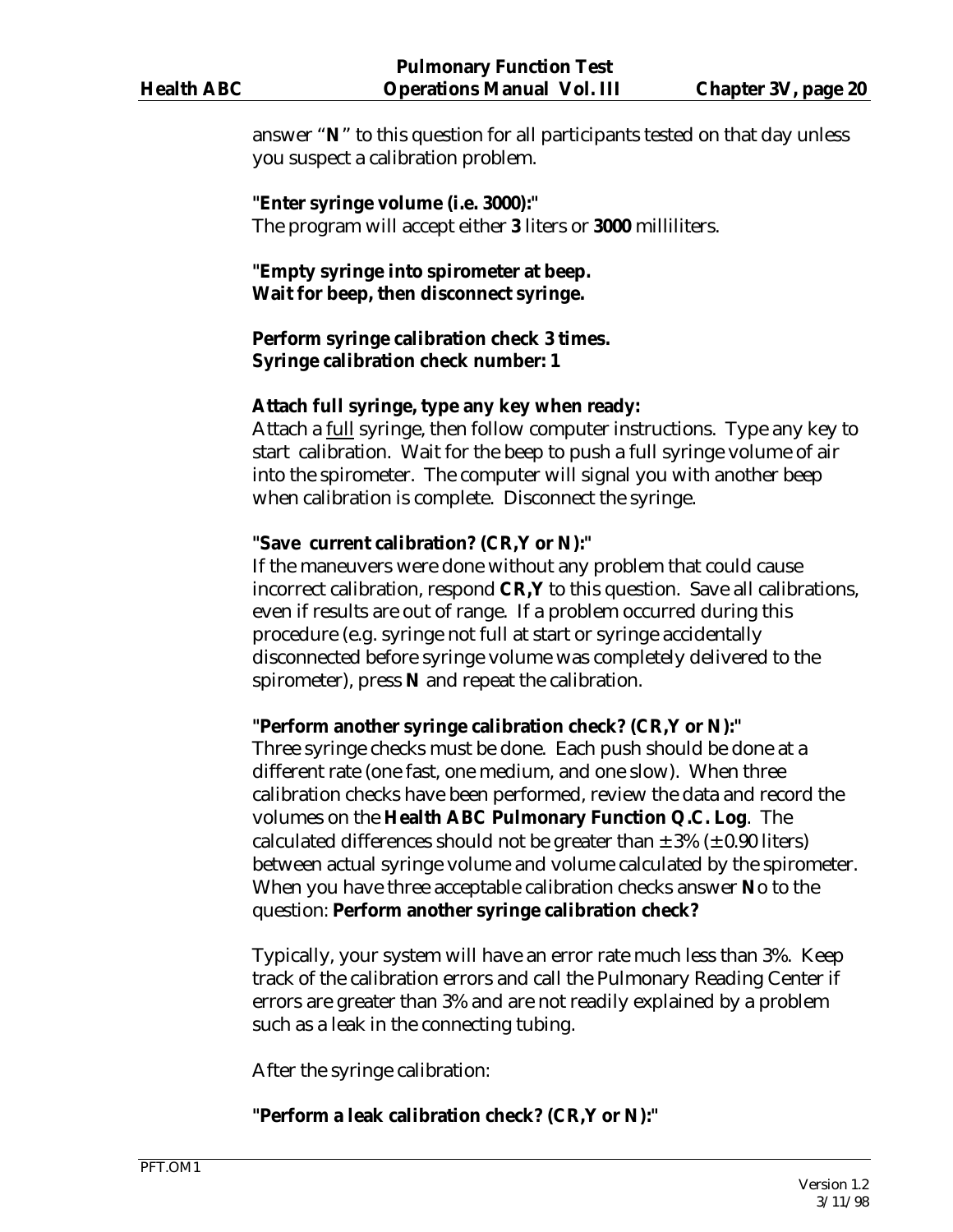answer "**N**" to this question for all participants tested on that day unless you suspect a calibration problem.

**"Enter syringe volume (i.e. 3000):"**
The program will accept either **3** liters or **3000** milliliters.

**"Empty syringe into spirometer at beep.**
**Wait for beep, then disconnect syringe.**

**Perform syringe calibration check 3 times.**
**Syringe calibration check number: 1**

**Attach full syringe, type any key when ready:**
Attach a <u>full</u> syringe, then follow computer instructions. Type any key to start calibration. Wait for the beep to push a full syringe volume of air into the spirometer. The computer will signal you with another beep when calibration is complete. Disconnect the syringe.

**"Save current calibration? (CR,Y or N):"**
If the maneuvers were done without any problem that could cause incorrect calibration, respond **CR,Y** to this question. Save all calibrations, even if results are out of range. If a problem occurred during this procedure (e.g. syringe not full at start or syringe accidentally disconnected before syringe volume was completely delivered to the spirometer), press **N** and repeat the calibration.

**"Perform another syringe calibration check? (CR,Y or N):"**
Three syringe checks must be done. Each push should be done at a different rate (one fast, one medium, and one slow). When three calibration checks have been performed, review the data and record the volumes on the **Health ABC Pulmonary Function Q.C. Log**. The calculated differences should not be greater than ± 3% (± 0.90 liters) between actual syringe volume and volume calculated by the spirometer. When you have three acceptable calibration checks answer **N**o to the question: **Perform another syringe calibration check?**

Typically, your system will have an error rate much less than 3%. Keep track of the calibration errors and call the Pulmonary Reading Center if errors are greater than 3% and are not readily explained by a problem such as a leak in the connecting tubing.

After the syringe calibration:

**"Perform a leak calibration check? (CR,Y or N):"**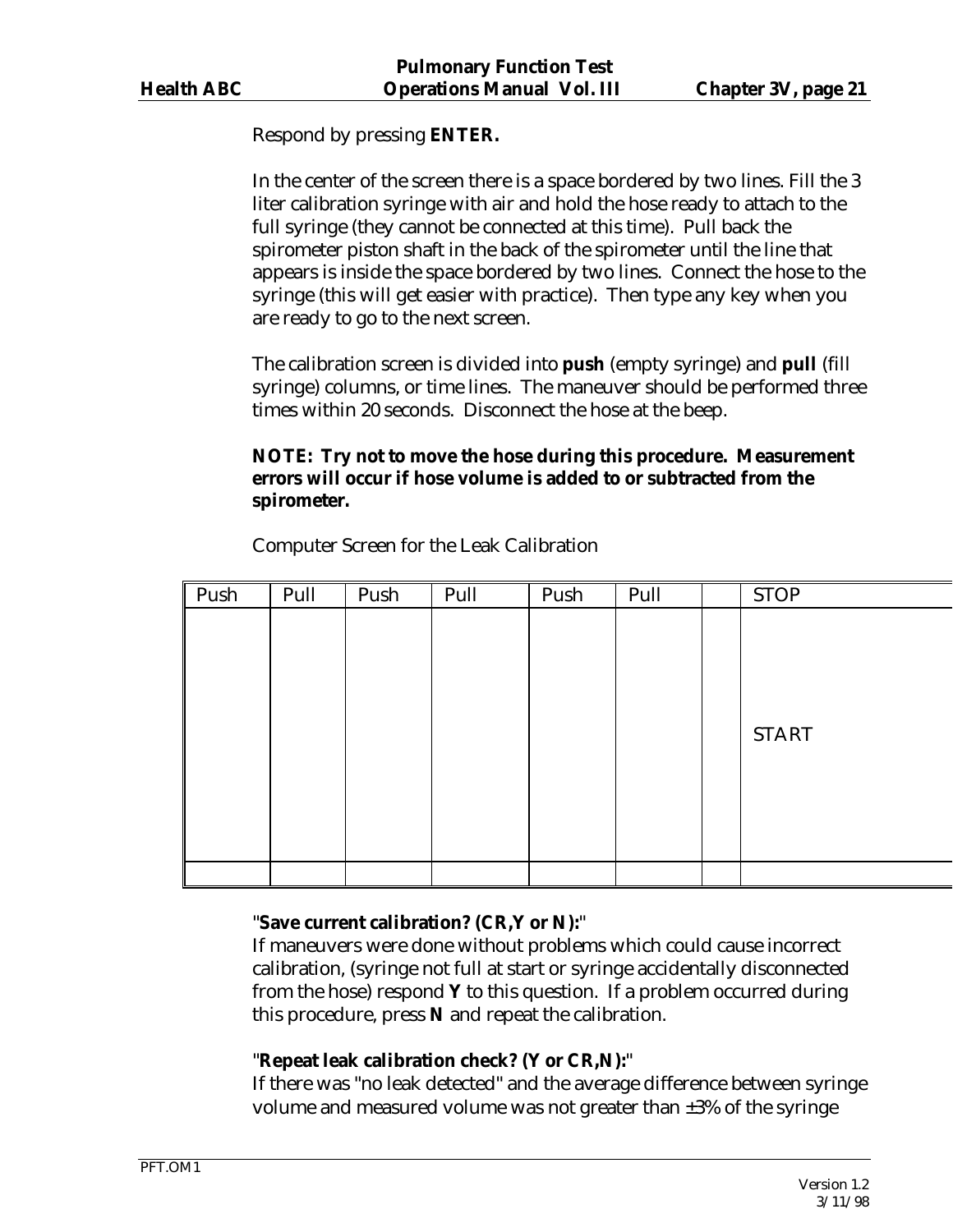Respond by pressing **ENTER.**

In the center of the screen there is a space bordered by two lines. Fill the 3 liter calibration syringe with air and hold the hose ready to attach to the full syringe (they cannot be connected at this time). Pull back the spirometer piston shaft in the back of the spirometer until the line that appears is inside the space bordered by two lines. Connect the hose to the syringe (this will get easier with practice). Then type any key when you are ready to go to the next screen.

The calibration screen is divided into **push** (empty syringe) and **pull** (fill syringe) columns, or time lines. The maneuver should be performed three times within 20 seconds. Disconnect the hose at the beep.

**NOTE: Try not to move the hose during this procedure. Measurement errors will occur if hose volume is added to or subtracted from the spirometer.**

Computer Screen for the Leak Calibration

| Push | Pull | Push | Pull | Push | Pull | | STOP |
|---|---|---|---|---|---|---|---|
| | | | | | | | START |
| | | | | | | | |

"**Save current calibration? (CR,Y or N):**"
If maneuvers were done without problems which could cause incorrect calibration, (syringe not full at start or syringe accidentally disconnected from the hose) respond **Y** to this question. If a problem occurred during this procedure, press **N** and repeat the calibration.

"**Repeat leak calibration check? (Y or CR,N):**"
If there was "no leak detected" and the average difference between syringe volume and measured volume was not greater than ±3% of the syringe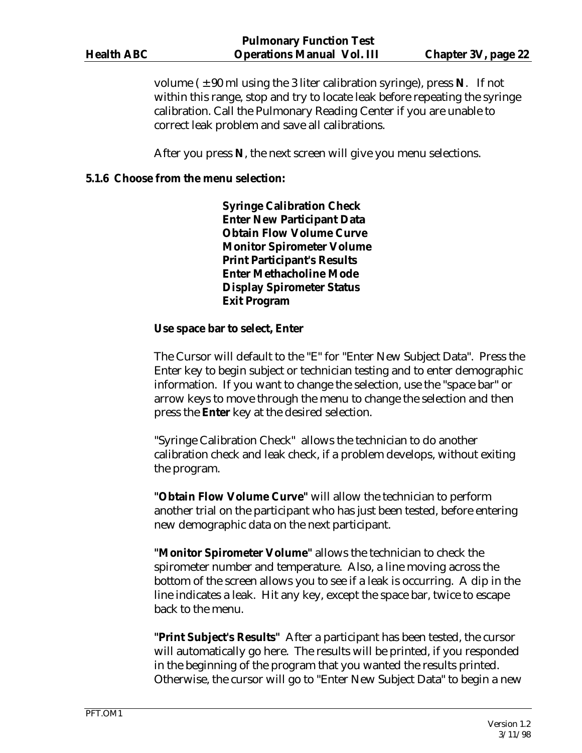volume ( ± 90 ml using the 3 liter calibration syringe), press **N**. If not within this range, stop and try to locate leak before repeating the syringe calibration. Call the Pulmonary Reading Center if you are unable to correct leak problem and save all calibrations.

After you press **N**, the next screen will give you menu selections.

### 5.1.6 Choose from the menu selection:

**Syringe Calibration Check**
**Enter New Participant Data**
**Obtain Flow Volume Curve**
**Monitor Spirometer Volume**
**Print Participant's Results**
**Enter Methacholine Mode**
**Display Spirometer Status**
**Exit Program**

**Use space bar to select, Enter**

The Cursor will default to the "E" for "Enter New Subject Data". Press the Enter key to begin subject or technician testing and to enter demographic information. If you want to change the selection, use the "space bar" or arrow keys to move through the menu to change the selection and then press the **Enter** key at the desired selection.

"Syringe Calibration Check" allows the technician to do another calibration check and leak check, if a problem develops, without exiting the program.

**"Obtain Flow Volume Curve"** will allow the technician to perform another trial on the participant who has just been tested, before entering new demographic data on the next participant.

**"Monitor Spirometer Volume"** allows the technician to check the spirometer number and temperature. Also, a line moving across the bottom of the screen allows you to see if a leak is occurring. A dip in the line indicates a leak. Hit any key, except the space bar, twice to escape back to the menu.

**"Print Subject's Results"** After a participant has been tested, the cursor will automatically go here. The results will be printed, if you responded in the beginning of the program that you wanted the results printed. Otherwise, the cursor will go to "Enter New Subject Data" to begin a new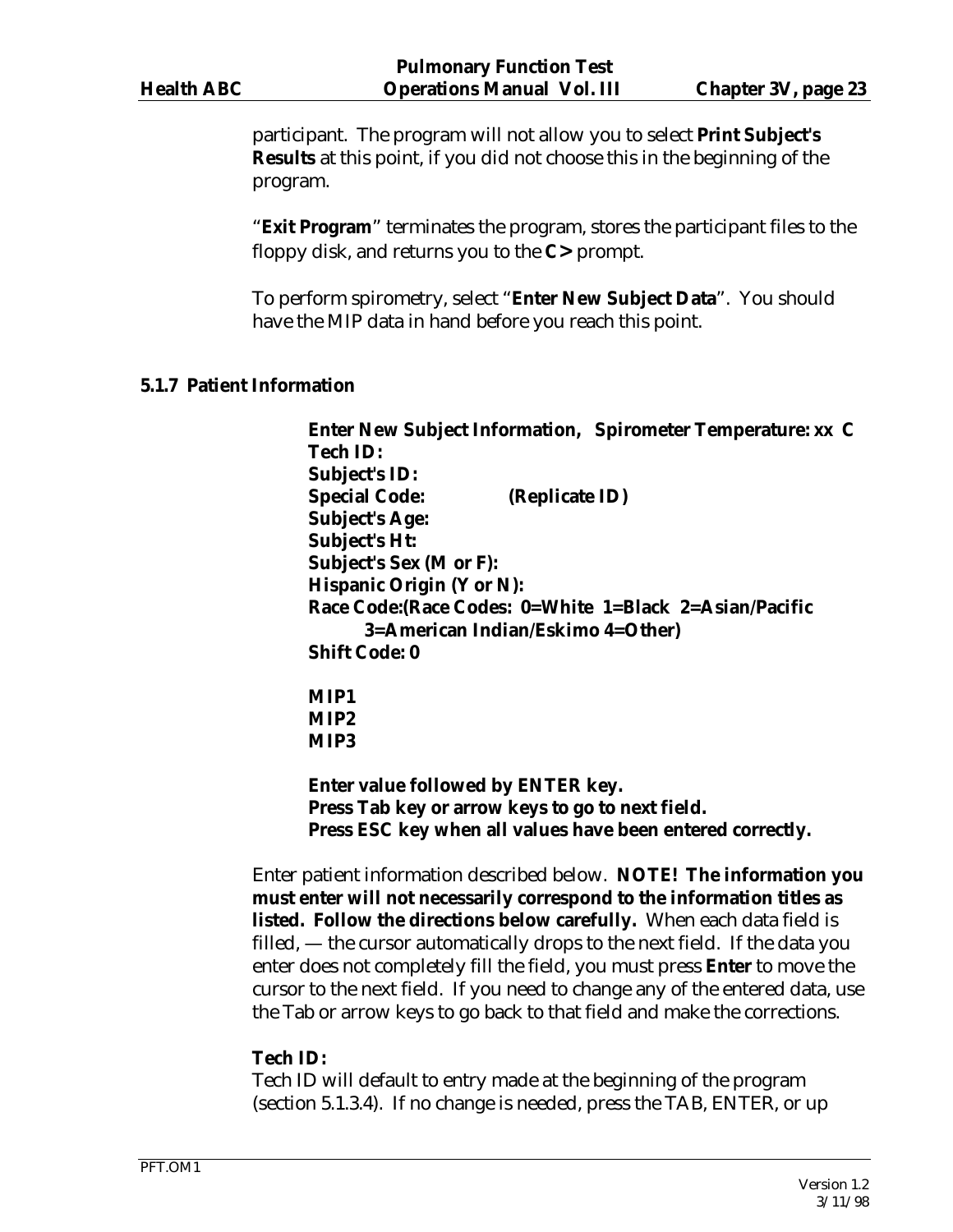participant. The program will not allow you to select **Print Subject's Results** at this point, if you did not choose this in the beginning of the program.

"**Exit Program**" terminates the program, stores the participant files to the floppy disk, and returns you to the **C>** prompt.

To perform spirometry, select "**Enter New Subject Data**". You should have the MIP data in hand before you reach this point.

### 5.1.7 Patient Information

**Enter New Subject Information, Spirometer Temperature: xx C**
**Tech ID:**
**Subject's ID:**
**Special Code: (Replicate ID)**
**Subject's Age:**
**Subject's Ht:**
**Subject's Sex (M or F):**
**Hispanic Origin (Y or N):**
**Race Code:(Race Codes: 0=White 1=Black 2=Asian/Pacific 3=American Indian/Eskimo 4=Other)**
**Shift Code: 0**

**MIP1**
**MIP2**
**MIP3**

**Enter value followed by ENTER key.**
**Press Tab key or arrow keys to go to next field.**
**Press ESC key when all values have been entered correctly.**

Enter patient information described below. **NOTE! The information you must enter will not necessarily correspond to the information titles as listed. Follow the directions below carefully.** When each data field is filled, — the cursor automatically drops to the next field. If the data you enter does not completely fill the field, you must press **Enter** to move the cursor to the next field. If you need to change any of the entered data, use the Tab or arrow keys to go back to that field and make the corrections.

**Tech ID:**
Tech ID will default to entry made at the beginning of the program (section 5.1.3.4). If no change is needed, press the TAB, ENTER, or up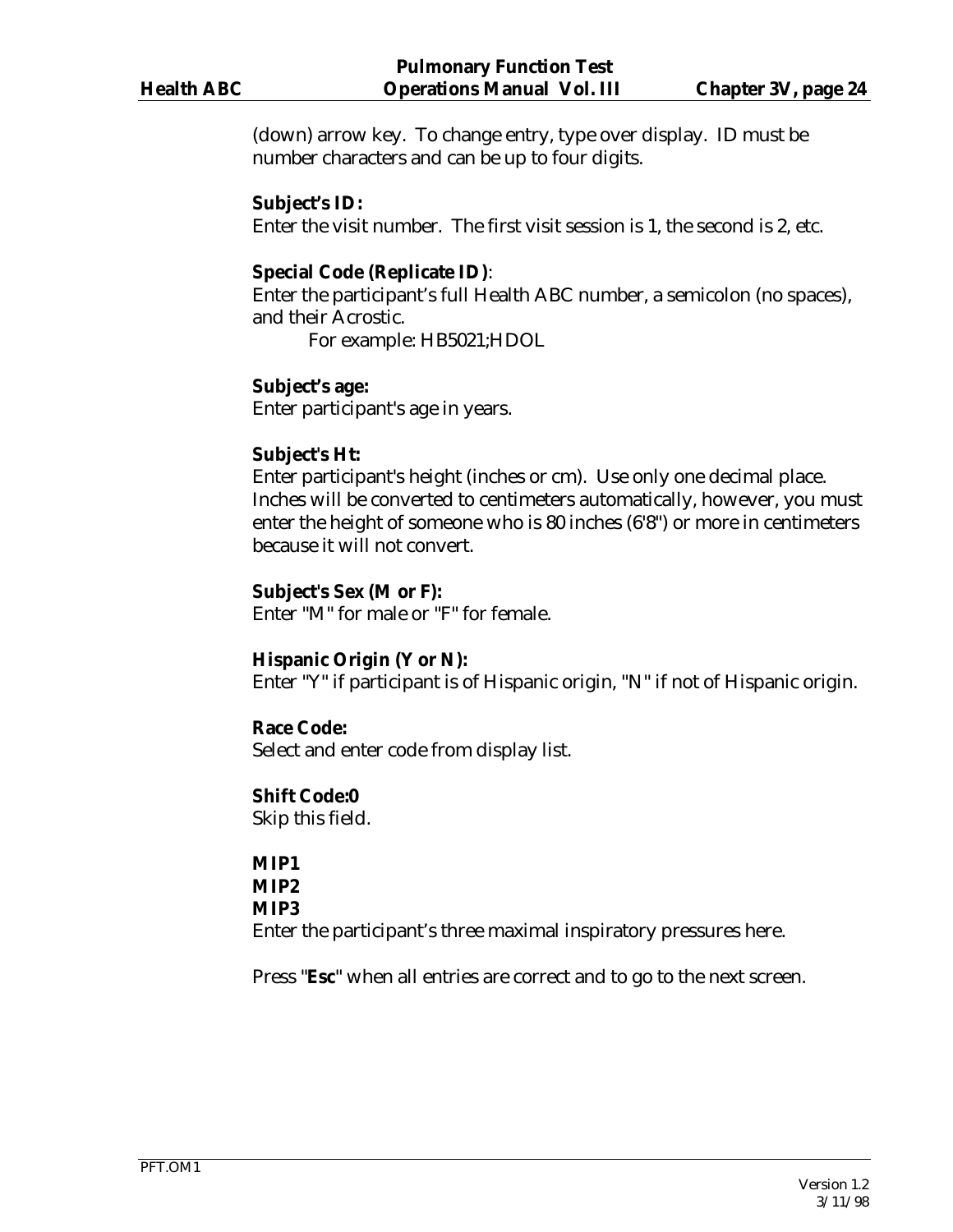(down) arrow key. To change entry, type over display. ID must be number characters and can be up to four digits.

**Subject's ID:**
Enter the visit number. The first visit session is 1, the second is 2, etc.

**Special Code (Replicate ID)**:
Enter the participant's full Health ABC number, a semicolon (no spaces), and their Acrostic.

For example: HB5021;HDOL

**Subject's age:**
Enter participant's age in years.

**Subject's Ht:**
Enter participant's height (inches or cm). Use only one decimal place. Inches will be converted to centimeters automatically, however, you must enter the height of someone who is 80 inches (6'8") or more in centimeters because it will not convert.

**Subject's Sex (M or F):**
Enter "M" for male or "F" for female.

**Hispanic Origin (Y or N):**
Enter "Y" if participant is of Hispanic origin, "N" if not of Hispanic origin.

**Race Code:**
Select and enter code from display list.

**Shift Code:0**
Skip this field.

**MIP1**
**MIP2**
**MIP3**
Enter the participant's three maximal inspiratory pressures here.

Press "**Esc**" when all entries are correct and to go to the next screen.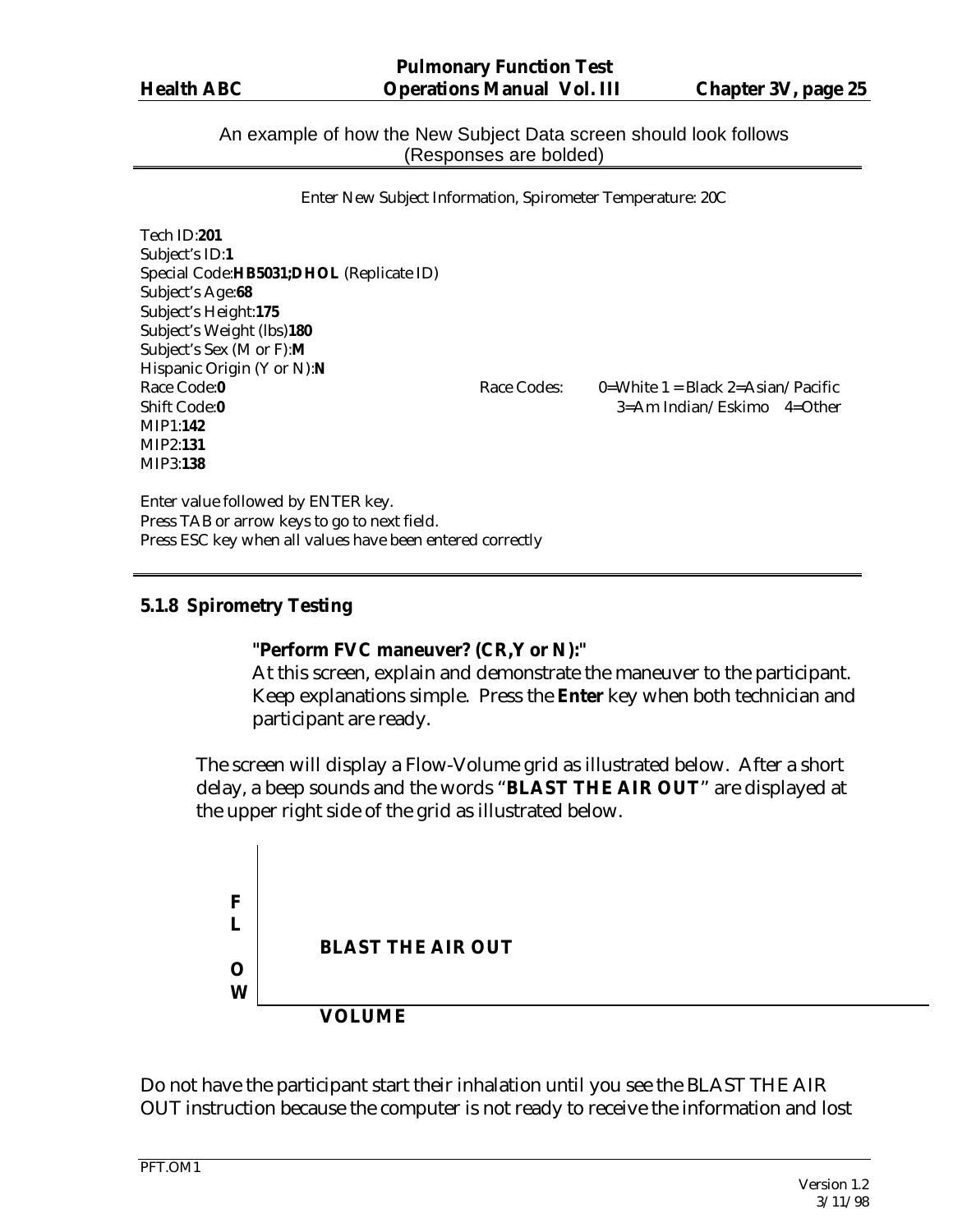An example of how the New Subject Data screen should look follows (Responses are bolded)

---

Enter New Subject Information, Spirometer Temperature: 20C

Tech ID:**201**
Subject's ID:**1**
Special Code:**HB5031;DHOL** (Replicate ID)
Subject's Age:**68**
Subject's Height:**175**
Subject's Weight (lbs)**180**
Subject's Sex (M or F):**M**
Hispanic Origin (Y or N):**N**
Race Code:**0** Race Codes: 0=White 1 = Black 2=Asian/Pacific
Shift Code:**0** 3=Am Indian/Eskimo 4=Other
MIP1:**142**
MIP2:**131**
MIP3:**138**

Enter value followed by ENTER key.
Press TAB or arrow keys to go to next field.
Press ESC key when all values have been entered correctly

---

### 5.1.8 Spirometry Testing

**"Perform FVC maneuver? (CR,Y or N):"**
At this screen, explain and demonstrate the maneuver to the participant. Keep explanations simple. Press the **Enter** key when both technician and participant are ready.

The screen will display a Flow-Volume grid as illustrated below. After a short delay, a beep sounds and the words "**BLAST THE AIR OUT**" are displayed at the upper right side of the grid as illustrated below.

```
F |
L |
  |     BLAST THE AIR OUT
O |
W |________________________________
        VOLUME
```

Do not have the participant start their inhalation until you see the BLAST THE AIR OUT instruction because the computer is not ready to receive the information and lost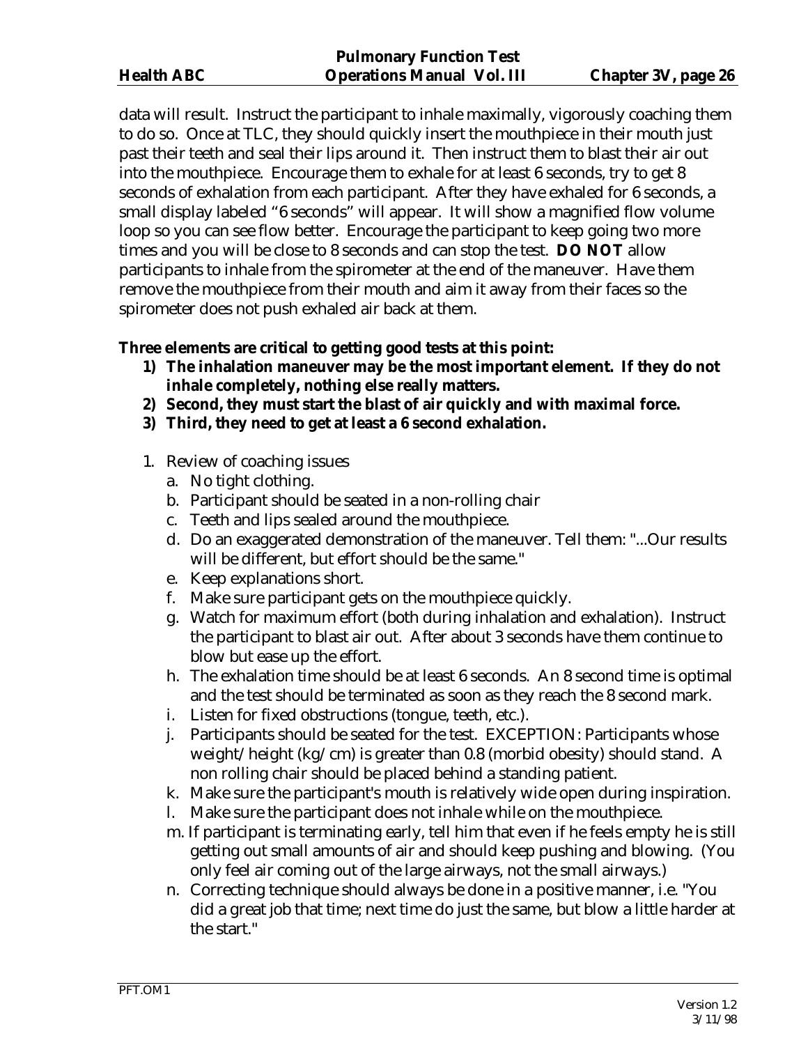data will result. Instruct the participant to inhale maximally, vigorously coaching them to do so. Once at TLC, they should quickly insert the mouthpiece in their mouth just past their teeth and seal their lips around it. Then instruct them to blast their air out into the mouthpiece. Encourage them to exhale for at least 6 seconds, try to get 8 seconds of exhalation from each participant. After they have exhaled for 6 seconds, a small display labeled "6 seconds" will appear. It will show a magnified flow volume loop so you can see flow better. Encourage the participant to keep going two more times and you will be close to 8 seconds and can stop the test. **DO NOT** allow participants to inhale from the spirometer at the end of the maneuver. Have them remove the mouthpiece from their mouth and aim it away from their faces so the spirometer does not push exhaled air back at them.

**Three elements are critical to getting good tests at this point:**

1) **The inhalation maneuver may be the most important element. If they do not inhale completely, nothing else really matters.**
2) **Second, they must start the blast of air quickly and with maximal force.**
3) **Third, they need to get at least a 6 second exhalation.**

1. Review of coaching issues
   a. No tight clothing.
   b. Participant should be seated in a non-rolling chair
   c. Teeth and lips sealed around the mouthpiece.
   d. Do an exaggerated demonstration of the maneuver. Tell them: "...Our results will be different, but effort should be the same."
   e. Keep explanations short.
   f. Make sure participant gets on the mouthpiece quickly.
   g. Watch for maximum effort (both during inhalation and exhalation). Instruct the participant to blast air out. After about 3 seconds have them continue to blow but ease up the effort.
   h. The exhalation time should be at least 6 seconds. An 8 second time is optimal and the test should be terminated as soon as they reach the 8 second mark.
   i. Listen for fixed obstructions (tongue, teeth, etc.).
   j. Participants should be seated for the test. EXCEPTION: Participants whose weight/height (kg/cm) is greater than 0.8 (morbid obesity) should stand. A non rolling chair should be placed behind a standing patient.
   k. Make sure the participant's mouth is relatively wide open during inspiration.
   l. Make sure the participant does not inhale while on the mouthpiece.
   m. If participant is terminating early, tell him that even if he feels empty he is still getting out small amounts of air and should keep pushing and blowing. (You only feel air coming out of the large airways, not the small airways.)
   n. Correcting technique should always be done in a positive manner, i.e. "You did a great job that time; next time do just the same, but blow a little harder at the start."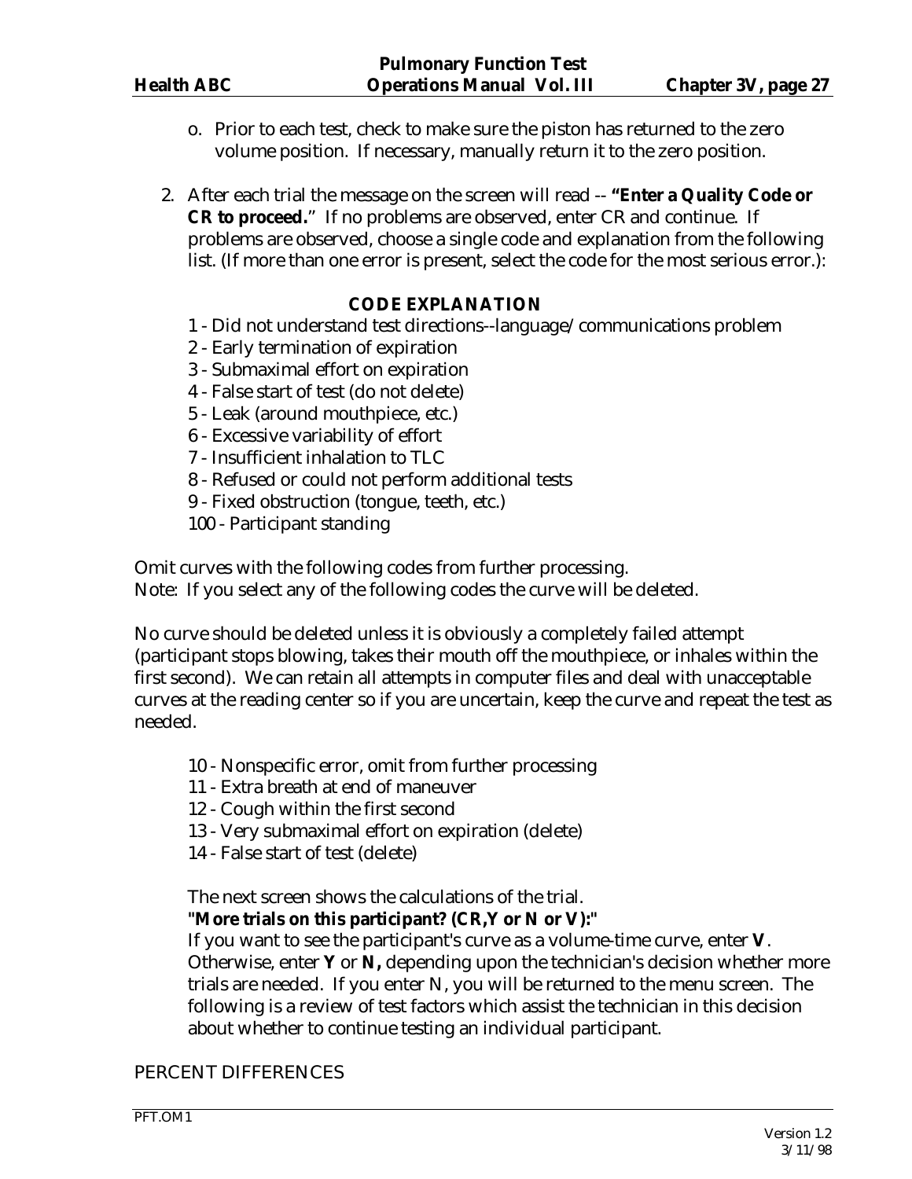o. Prior to each test, check to make sure the piston has returned to the zero volume position. If necessary, manually return it to the zero position.

2. After each trial the message on the screen will read -- **"Enter a Quality Code or CR to proceed."** If no problems are observed, enter CR and continue. If problems are observed, choose a single code and explanation from the following list. (If more than one error is present, select the code for the most serious error.):

**CODE EXPLANATION**

1 - Did not understand test directions--language/communications problem
2 - Early termination of expiration
3 - Submaximal effort on expiration
4 - False start of test (do not delete)
5 - Leak (around mouthpiece, etc.)
6 - Excessive variability of effort
7 - Insufficient inhalation to TLC
8 - Refused or could not perform additional tests
9 - Fixed obstruction (tongue, teeth, etc.)
100 - Participant standing

Omit curves with the following codes from further processing.
Note: If you select any of the following codes the curve will be deleted.

No curve should be deleted unless it is obviously a completely failed attempt (participant stops blowing, takes their mouth off the mouthpiece, or inhales within the first second). We can retain all attempts in computer files and deal with unacceptable curves at the reading center so if you are uncertain, keep the curve and repeat the test as needed.

10 - Nonspecific error, omit from further processing
11 - Extra breath at end of maneuver
12 - Cough within the first second
13 - Very submaximal effort on expiration (delete)
14 - False start of test (delete)

The next screen shows the calculations of the trial.
**"More trials on this participant? (CR,Y or N or V):"**
If you want to see the participant's curve as a volume-time curve, enter **V**. Otherwise, enter **Y** or **N,** depending upon the technician's decision whether more trials are needed. If you enter N, you will be returned to the menu screen. The following is a review of test factors which assist the technician in this decision about whether to continue testing an individual participant.

PERCENT DIFFERENCES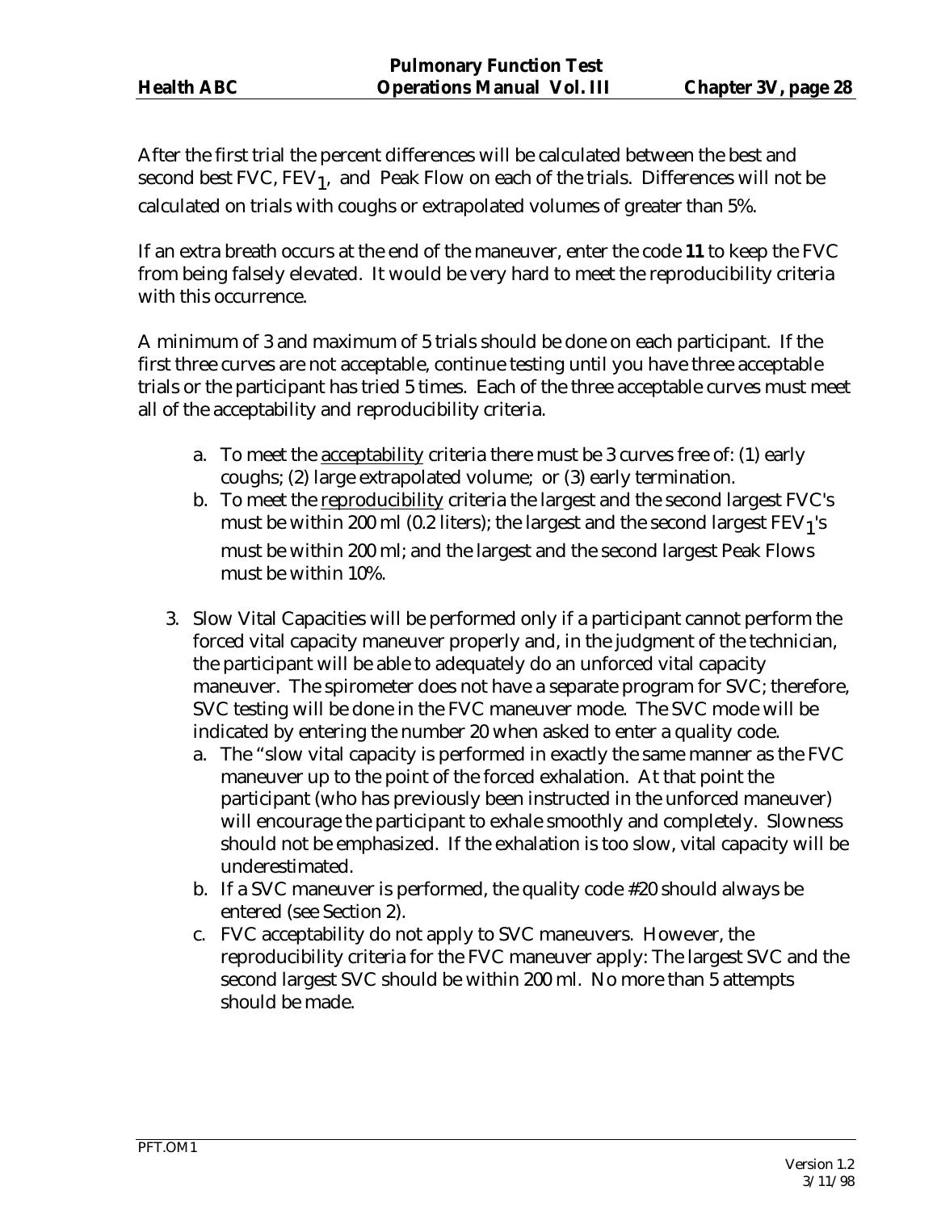After the first trial the percent differences will be calculated between the best and second best FVC, $FEV_1$, and Peak Flow on each of the trials. Differences will not be calculated on trials with coughs or extrapolated volumes of greater than 5%.

If an extra breath occurs at the end of the maneuver, enter the code **11** to keep the FVC from being falsely elevated. It would be very hard to meet the reproducibility criteria with this occurrence.

A minimum of 3 and maximum of 5 trials should be done on each participant. If the first three curves are not acceptable, continue testing until you have three acceptable trials or the participant has tried 5 times. Each of the three acceptable curves must meet all of the acceptability and reproducibility criteria.

a. To meet the <u>acceptability</u> criteria there must be 3 curves free of: (1) early coughs; (2) large extrapolated volume; or (3) early termination.
b. To meet the <u>reproducibility</u> criteria the largest and the second largest FVC's must be within 200 ml (0.2 liters); the largest and the second largest $FEV_1$'s must be within 200 ml; and the largest and the second largest Peak Flows must be within 10%.

3. Slow Vital Capacities will be performed only if a participant cannot perform the forced vital capacity maneuver properly and, in the judgment of the technician, the participant will be able to adequately do an unforced vital capacity maneuver. The spirometer does not have a separate program for SVC; therefore, SVC testing will be done in the FVC maneuver mode. The SVC mode will be indicated by entering the number 20 when asked to enter a quality code.
   a. The "slow vital capacity is performed in exactly the same manner as the FVC maneuver up to the point of the forced exhalation. At that point the participant (who has previously been instructed in the unforced maneuver) will encourage the participant to exhale smoothly and completely. Slowness should not be emphasized. If the exhalation is too slow, vital capacity will be underestimated.
   b. If a SVC maneuver is performed, the quality code #20 should always be entered (see Section 2).
   c. FVC acceptability do not apply to SVC maneuvers. However, the reproducibility criteria for the FVC maneuver apply: The largest SVC and the second largest SVC should be within 200 ml. No more than 5 attempts should be made.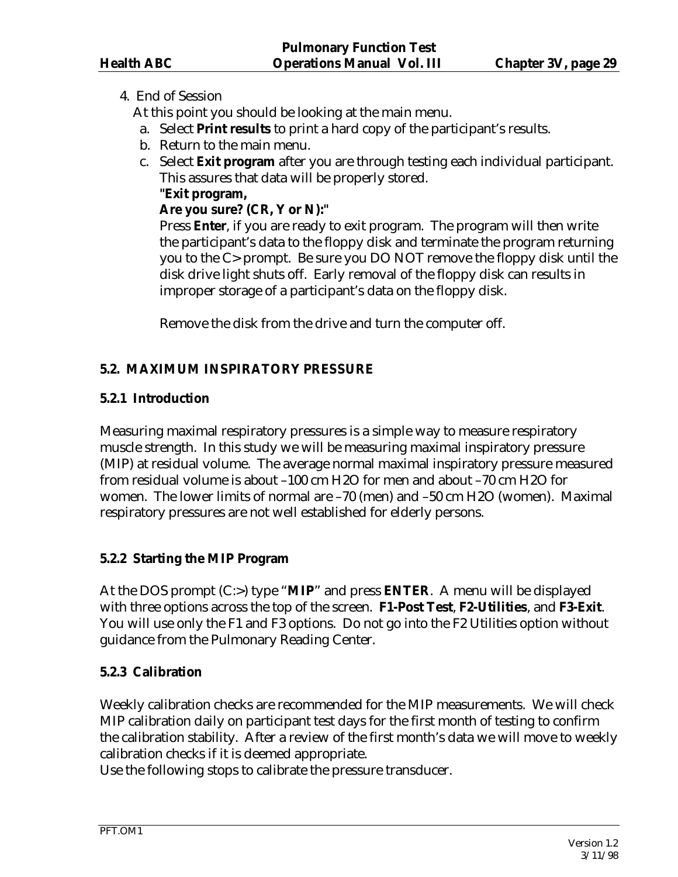4. End of Session

   At this point you should be looking at the main menu.

   a. Select **Print results** to print a hard copy of the participant's results.
   b. Return to the main menu.
   c. Select **Exit program** after you are through testing each individual participant. This assures that data will be properly stored.

      **"Exit program,**
      **Are you sure? (CR, Y or N):"**

      Press **Enter**, if you are ready to exit program. The program will then write the participant's data to the floppy disk and terminate the program returning you to the C> prompt. Be sure you DO NOT remove the floppy disk until the disk drive light shuts off. Early removal of the floppy disk can results in improper storage of a participant's data on the floppy disk.

      Remove the disk from the drive and turn the computer off.

## 5.2. MAXIMUM INSPIRATORY PRESSURE

### 5.2.1 Introduction

Measuring maximal respiratory pressures is a simple way to measure respiratory muscle strength. In this study we will be measuring maximal inspiratory pressure (MIP) at residual volume. The average normal maximal inspiratory pressure measured from residual volume is about –100 cm H2O for men and about –70 cm H2O for women. The lower limits of normal are –70 (men) and –50 cm H2O (women). Maximal respiratory pressures are not well established for elderly persons.

### 5.2.2 Starting the MIP Program

At the DOS prompt (C:>) type "**MIP**" and press **ENTER**. A menu will be displayed with three options across the top of the screen. **F1-Post Test**, **F2-Utilities**, and **F3-Exit**. You will use only the F1 and F3 options. Do not go into the F2 Utilities option without guidance from the Pulmonary Reading Center.

### 5.2.3 Calibration

Weekly calibration checks are recommended for the MIP measurements. We will check MIP calibration daily on participant test days for the first month of testing to confirm the calibration stability. After a review of the first month's data we will move to weekly calibration checks if it is deemed appropriate.

Use the following stops to calibrate the pressure transducer.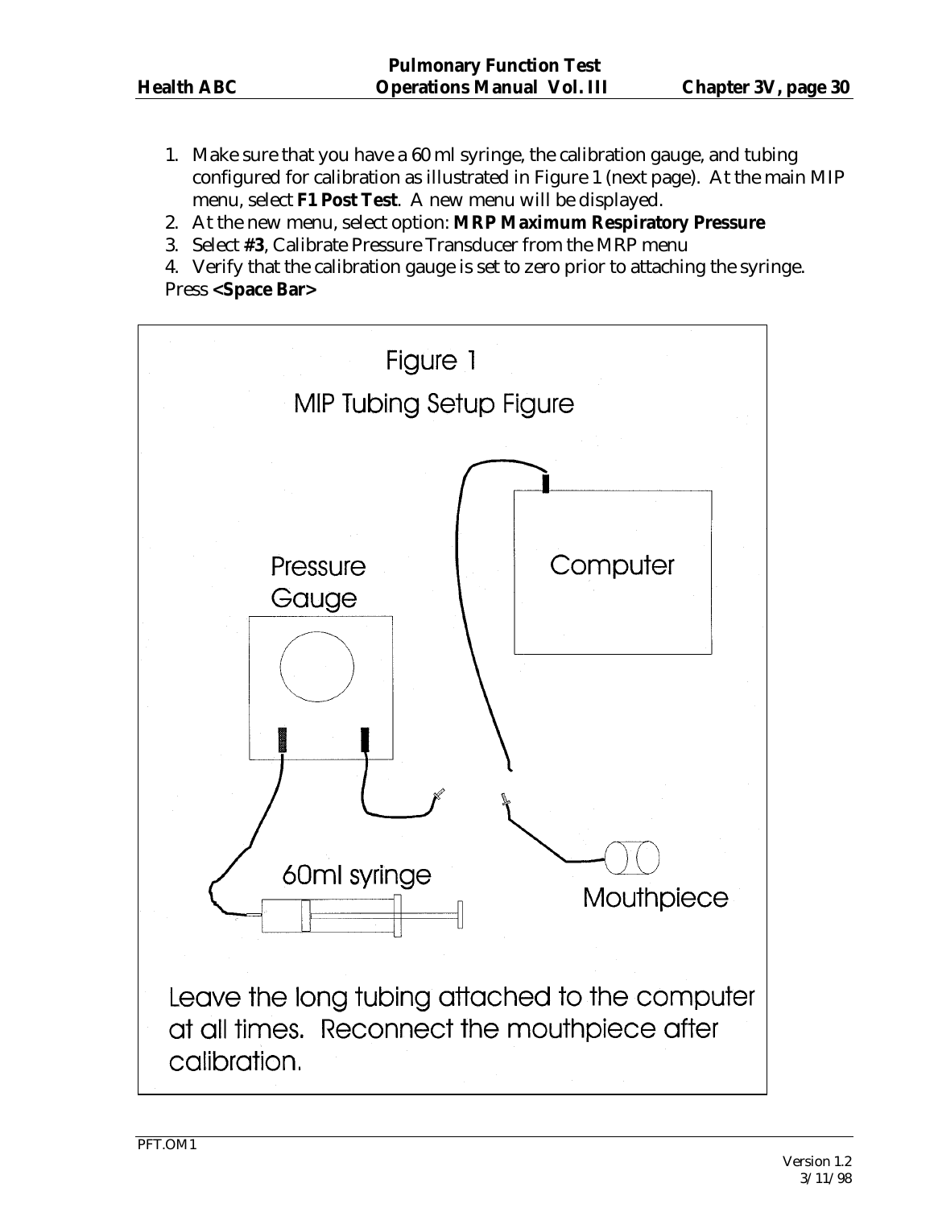1. Make sure that you have a 60 ml syringe, the calibration gauge, and tubing configured for calibration as illustrated in Figure 1 (next page). At the main MIP menu, select **F1 Post Test**. A new menu will be displayed.
2. At the new menu, select option: **MRP Maximum Respiratory Pressure**
3. Select **#3**, Calibrate Pressure Transducer from the MRP menu
4. Verify that the calibration gauge is set to zero prior to attaching the syringe.

Press **<Space Bar>**

Figure 1

MIP Tubing Setup Figure

Pressure Gauge

Computer

60ml syringe

Mouthpiece

Leave the long tubing attached to the computer at all times. Reconnect the mouthpiece after calibration.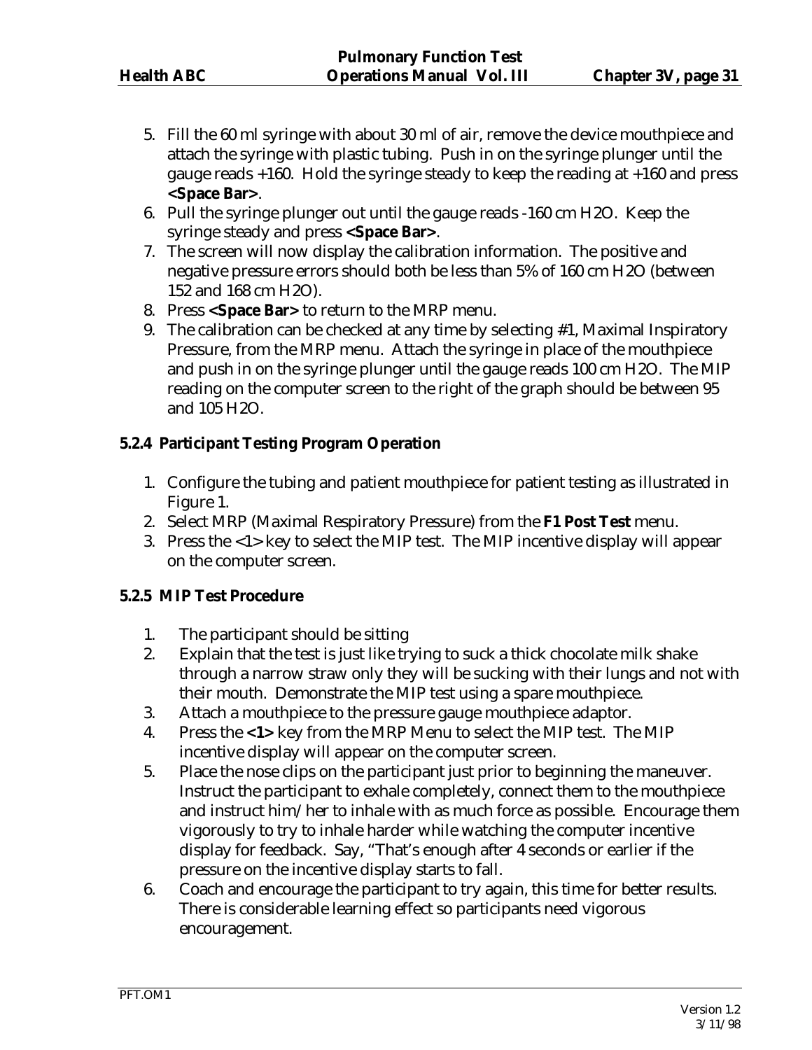5. Fill the 60 ml syringe with about 30 ml of air, remove the device mouthpiece and attach the syringe with plastic tubing. Push in on the syringe plunger until the gauge reads +160. Hold the syringe steady to keep the reading at +160 and press **<Space Bar>**.
6. Pull the syringe plunger out until the gauge reads -160 cm H2O. Keep the syringe steady and press **<Space Bar>**.
7. The screen will now display the calibration information. The positive and negative pressure errors should both be less than 5% of 160 cm H2O (between 152 and 168 cm H2O).
8. Press **<Space Bar>** to return to the MRP menu.
9. The calibration can be checked at any time by selecting #1, Maximal Inspiratory Pressure, from the MRP menu. Attach the syringe in place of the mouthpiece and push in on the syringe plunger until the gauge reads 100 cm H2O. The MIP reading on the computer screen to the right of the graph should be between 95 and 105 H2O.

### 5.2.4 Participant Testing Program Operation

1. Configure the tubing and patient mouthpiece for patient testing as illustrated in Figure 1.
2. Select MRP (Maximal Respiratory Pressure) from the **F1 Post Test** menu.
3. Press the <1> key to select the MIP test. The MIP incentive display will appear on the computer screen.

### 5.2.5 MIP Test Procedure

1. The participant should be sitting
2. Explain that the test is just like trying to suck a thick chocolate milk shake through a narrow straw only they will be sucking with their lungs and not with their mouth. Demonstrate the MIP test using a spare mouthpiece.
3. Attach a mouthpiece to the pressure gauge mouthpiece adaptor.
4. Press the **<1>** key from the MRP Menu to select the MIP test. The MIP incentive display will appear on the computer screen.
5. Place the nose clips on the participant just prior to beginning the maneuver. Instruct the participant to exhale completely, connect them to the mouthpiece and instruct him/her to inhale with as much force as possible. Encourage them vigorously to try to inhale harder while watching the computer incentive display for feedback. Say, "That's enough after 4 seconds or earlier if the pressure on the incentive display starts to fall.
6. Coach and encourage the participant to try again, this time for better results. There is considerable learning effect so participants need vigorous encouragement.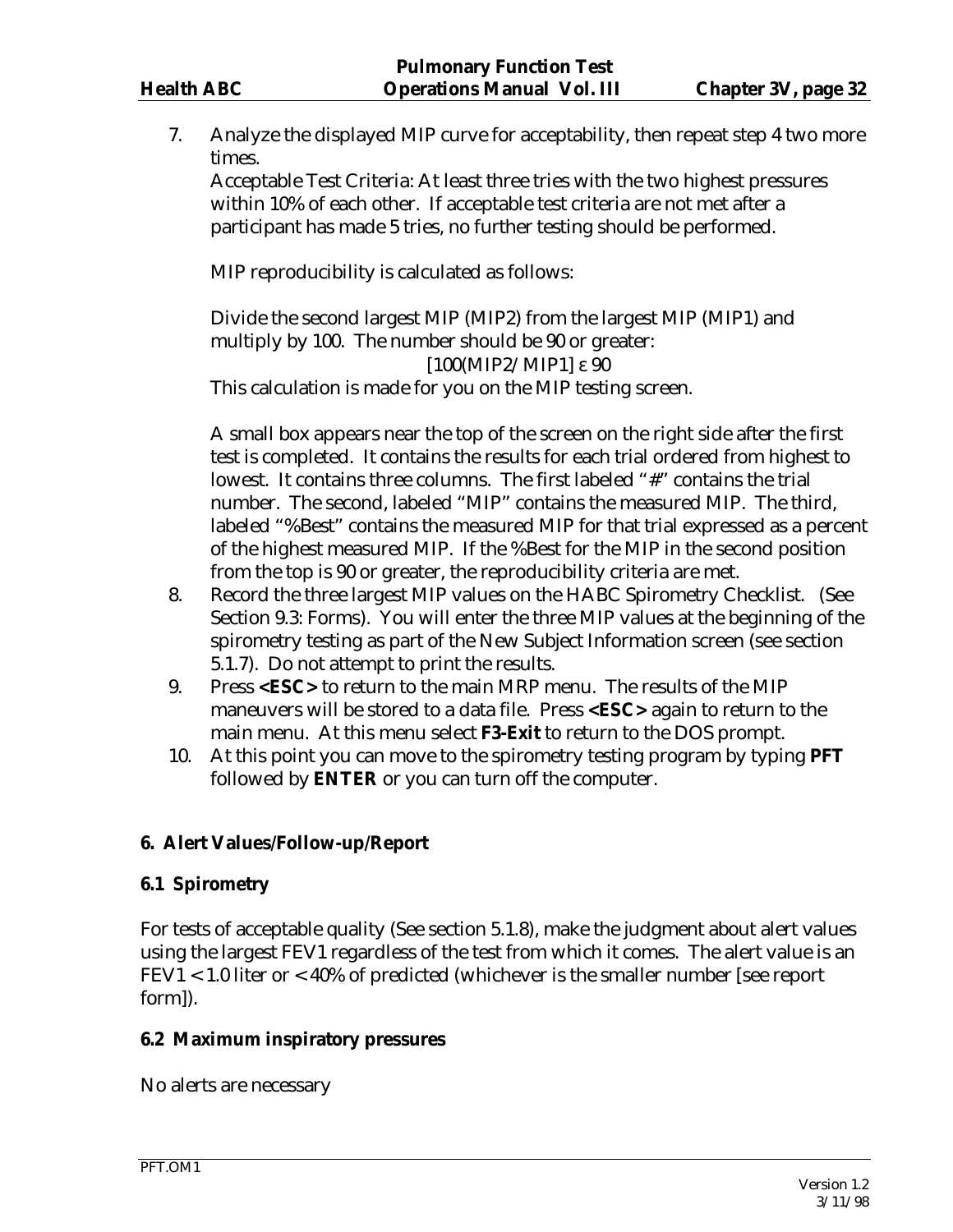7. Analyze the displayed MIP curve for acceptability, then repeat step 4 two more times.
   Acceptable Test Criteria: At least three tries with the two highest pressures within 10% of each other. If acceptable test criteria are not met after a participant has made 5 tries, no further testing should be performed.

   MIP reproducibility is calculated as follows:

   Divide the second largest MIP (MIP2) from the largest MIP (MIP1) and multiply by 100. The number should be 90 or greater:

   $$[100(MIP2/MIP1] \geq 90$$

   This calculation is made for you on the MIP testing screen.

   A small box appears near the top of the screen on the right side after the first test is completed. It contains the results for each trial ordered from highest to lowest. It contains three columns. The first labeled "#" contains the trial number. The second, labeled "MIP" contains the measured MIP. The third, labeled "%Best" contains the measured MIP for that trial expressed as a percent of the highest measured MIP. If the %Best for the MIP in the second position from the top is 90 or greater, the reproducibility criteria are met.
8. Record the three largest MIP values on the HABC Spirometry Checklist. (See Section 9.3: Forms). You will enter the three MIP values at the beginning of the spirometry testing as part of the New Subject Information screen (see section 5.1.7). Do not attempt to print the results.
9. Press **<ESC>** to return to the main MRP menu. The results of the MIP maneuvers will be stored to a data file. Press **<ESC>** again to return to the main menu. At this menu select **F3-Exit** to return to the DOS prompt.
10. At this point you can move to the spirometry testing program by typing **PFT** followed by **ENTER** or you can turn off the computer.

## 6. Alert Values/Follow-up/Report

### 6.1 Spirometry

For tests of acceptable quality (See section 5.1.8), make the judgment about alert values using the largest FEV1 regardless of the test from which it comes. The alert value is an FEV1 < 1.0 liter or < 40% of predicted (whichever is the smaller number [see report form]).

### 6.2 Maximum inspiratory pressures

No alerts are necessary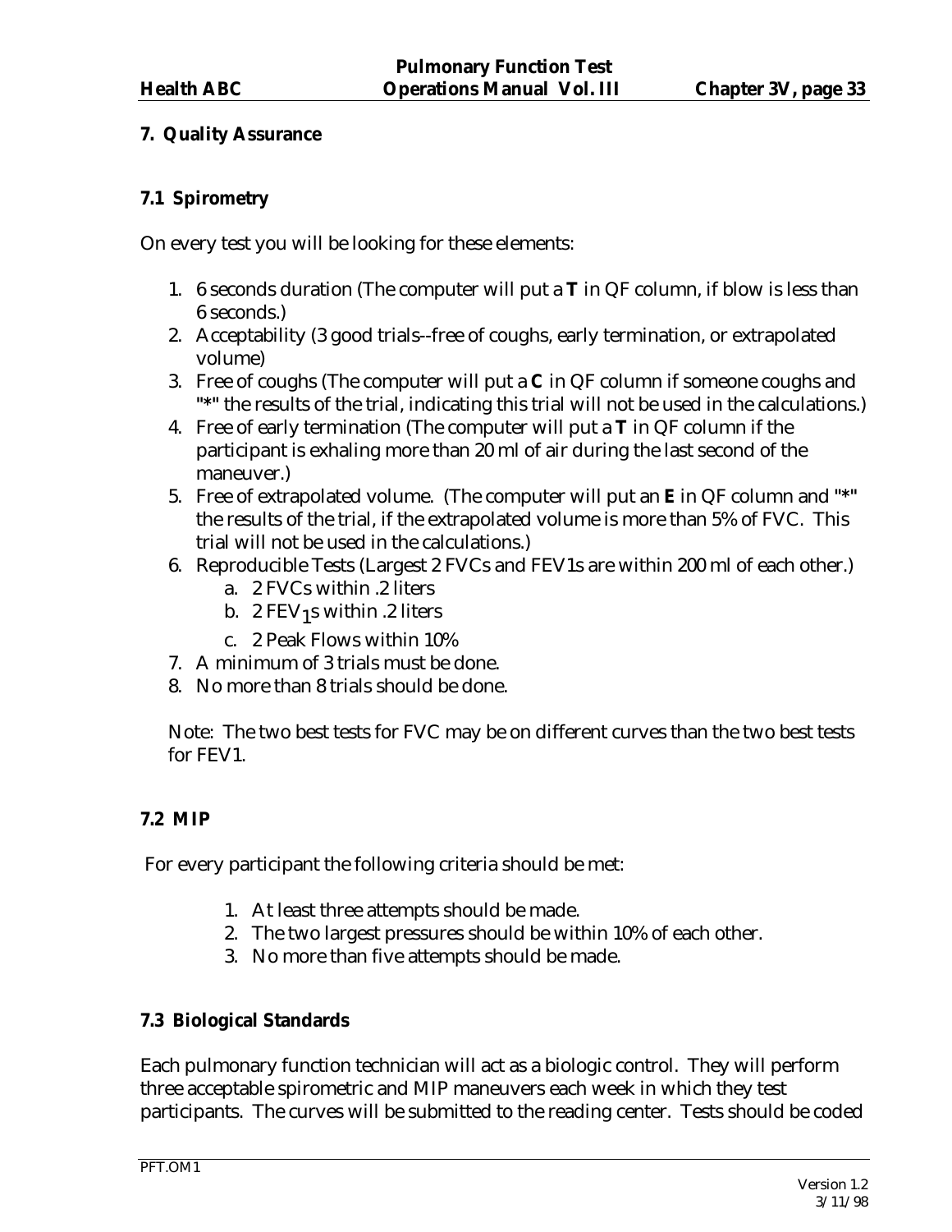## 7. Quality Assurance

### 7.1 Spirometry

On every test you will be looking for these elements:

1. 6 seconds duration (The computer will put a **T** in QF column, if blow is less than 6 seconds.)
2. Acceptability (3 good trials--free of coughs, early termination, or extrapolated volume)
3. Free of coughs (The computer will put a **C** in QF column if someone coughs and "*" the results of the trial, indicating this trial will not be used in the calculations.)
4. Free of early termination (The computer will put a **T** in QF column if the participant is exhaling more than 20 ml of air during the last second of the maneuver.)
5. Free of extrapolated volume. (The computer will put an **E** in QF column and "*" the results of the trial, if the extrapolated volume is more than 5% of FVC. This trial will not be used in the calculations.)
6. Reproducible Tests (Largest 2 FVCs and FEV1s are within 200 ml of each other.)
   a. 2 FVCs within .2 liters
   b. 2 $FEV_1$s within .2 liters
   c. 2 Peak Flows within 10%
7. A minimum of 3 trials must be done.
8. No more than 8 trials should be done.

Note: The two best tests for FVC may be on different curves than the two best tests for FEV1.

### 7.2 MIP

For every participant the following criteria should be met:

1. At least three attempts should be made.
2. The two largest pressures should be within 10% of each other.
3. No more than five attempts should be made.

### 7.3 Biological Standards

Each pulmonary function technician will act as a biologic control. They will perform three acceptable spirometric and MIP maneuvers each week in which they test participants. The curves will be submitted to the reading center. Tests should be coded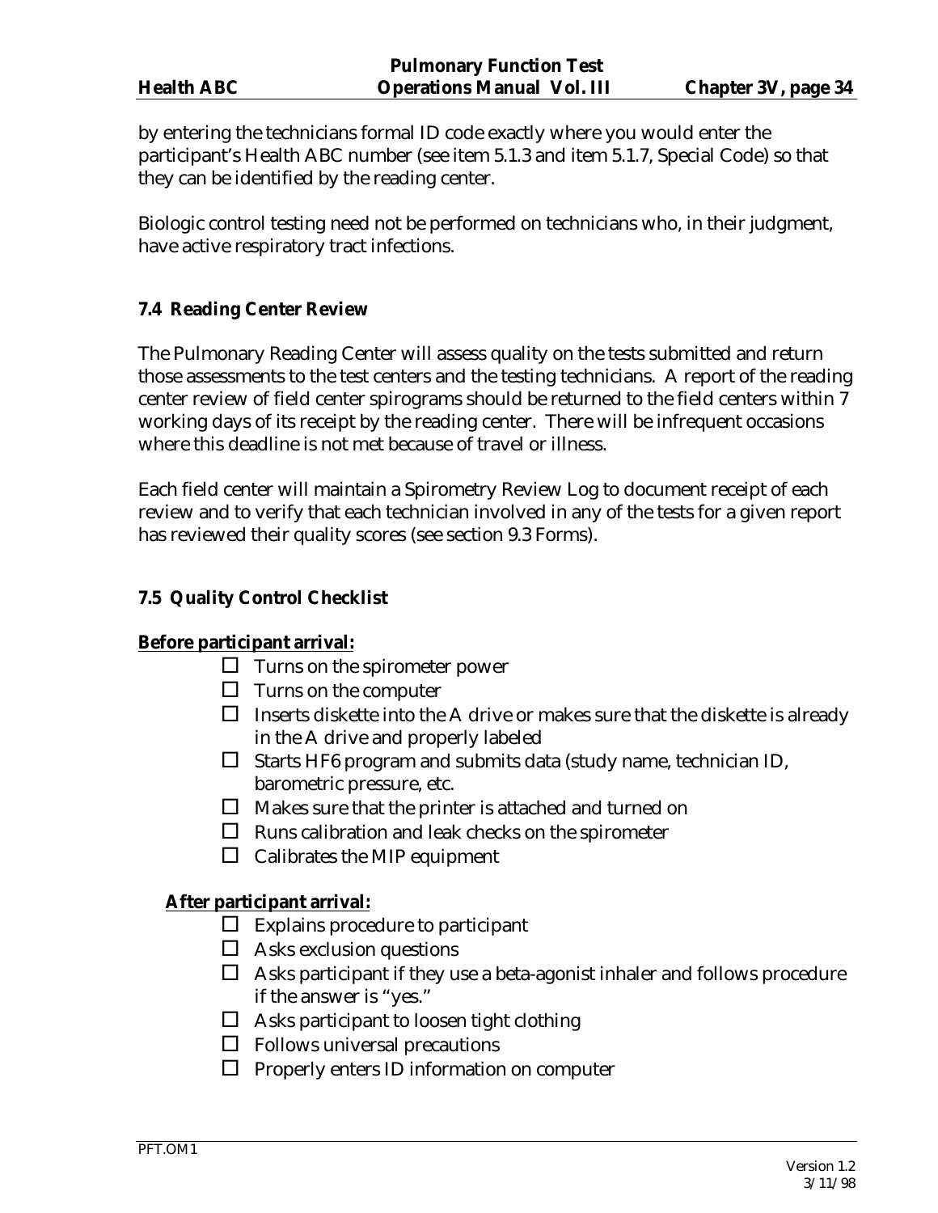by entering the technicians formal ID code exactly where you would enter the participant's Health ABC number (see item 5.1.3 and item 5.1.7, Special Code) so that they can be identified by the reading center.

Biologic control testing need not be performed on technicians who, in their judgment, have active respiratory tract infections.

### 7.4 Reading Center Review

The Pulmonary Reading Center will assess quality on the tests submitted and return those assessments to the test centers and the testing technicians. A report of the reading center review of field center spirograms should be returned to the field centers within 7 working days of its receipt by the reading center. There will be infrequent occasions where this deadline is not met because of travel or illness.

Each field center will maintain a Spirometry Review Log to document receipt of each review and to verify that each technician involved in any of the tests for a given report has reviewed their quality scores (see section 9.3 Forms).

### 7.5 Quality Control Checklist

**Before participant arrival:**

- ☐ Turns on the spirometer power
- ☐ Turns on the computer
- ☐ Inserts diskette into the A drive or makes sure that the diskette is already in the A drive and properly labeled
- ☐ Starts HF6 program and submits data (study name, technician ID, barometric pressure, etc.
- ☐ Makes sure that the printer is attached and turned on
- ☐ Runs calibration and leak checks on the spirometer
- ☐ Calibrates the MIP equipment

**After participant arrival:**

- ☐ Explains procedure to participant
- ☐ Asks exclusion questions
- ☐ Asks participant if they use a beta-agonist inhaler and follows procedure if the answer is "yes."
- ☐ Asks participant to loosen tight clothing
- ☐ Follows universal precautions
- ☐ Properly enters ID information on computer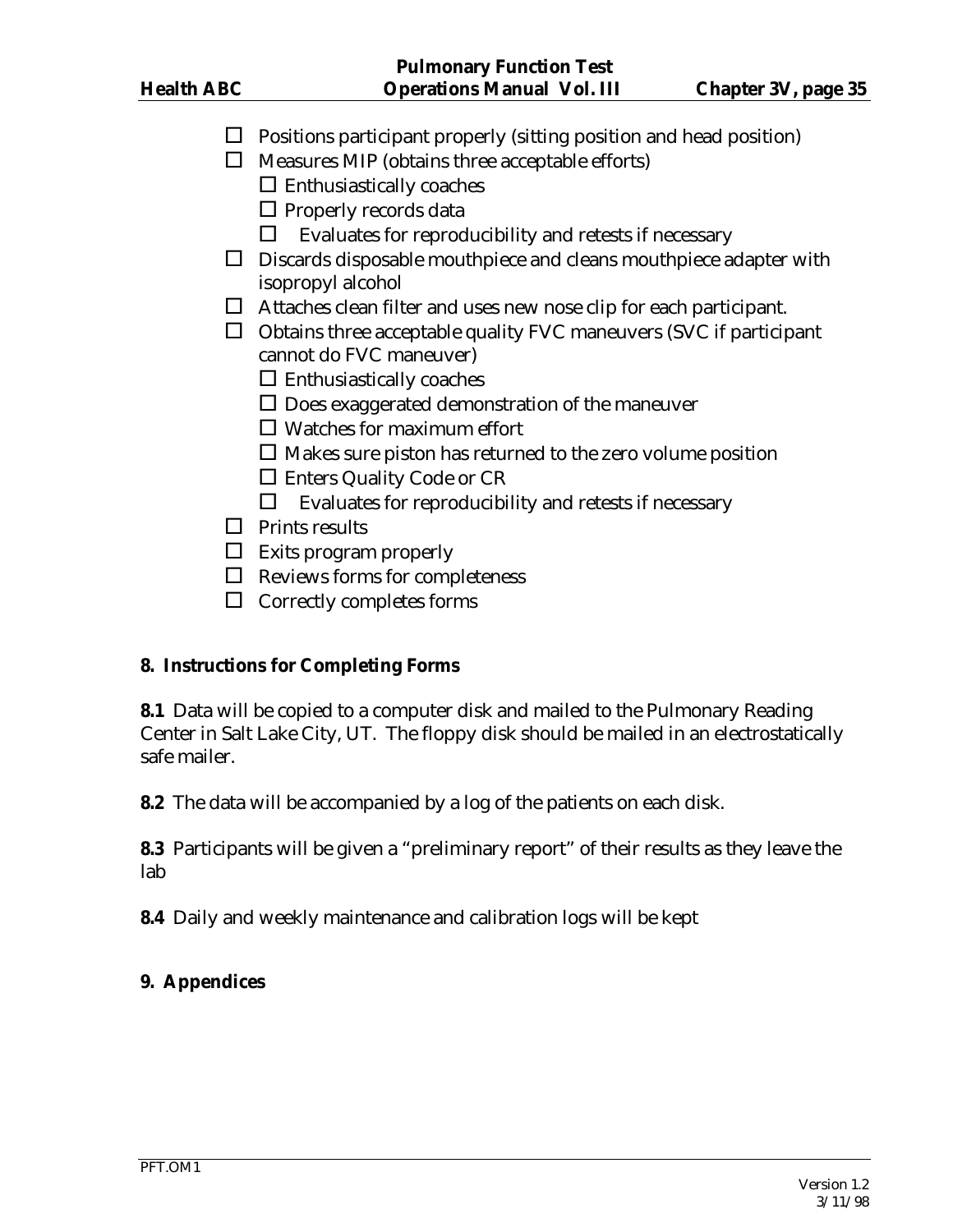- ☐ Positions participant properly (sitting position and head position)
- ☐ Measures MIP (obtains three acceptable efforts)
  - ☐ Enthusiastically coaches
  - ☐ Properly records data
  - ☐ Evaluates for reproducibility and retests if necessary
- ☐ Discards disposable mouthpiece and cleans mouthpiece adapter with isopropyl alcohol
- ☐ Attaches clean filter and uses new nose clip for each participant.
- ☐ Obtains three acceptable quality FVC maneuvers (SVC if participant cannot do FVC maneuver)
  - ☐ Enthusiastically coaches
  - ☐ Does exaggerated demonstration of the maneuver
  - ☐ Watches for maximum effort
  - ☐ Makes sure piston has returned to the zero volume position
  - ☐ Enters Quality Code or CR
  - ☐ Evaluates for reproducibility and retests if necessary
- ☐ Prints results
- ☐ Exits program properly
- ☐ Reviews forms for completeness
- ☐ Correctly completes forms

## 8. Instructions for Completing Forms

**8.1** Data will be copied to a computer disk and mailed to the Pulmonary Reading Center in Salt Lake City, UT. The floppy disk should be mailed in an electrostatically safe mailer.

**8.2** The data will be accompanied by a log of the patients on each disk.

**8.3** Participants will be given a "preliminary report" of their results as they leave the lab

**8.4** Daily and weekly maintenance and calibration logs will be kept

## 9. Appendices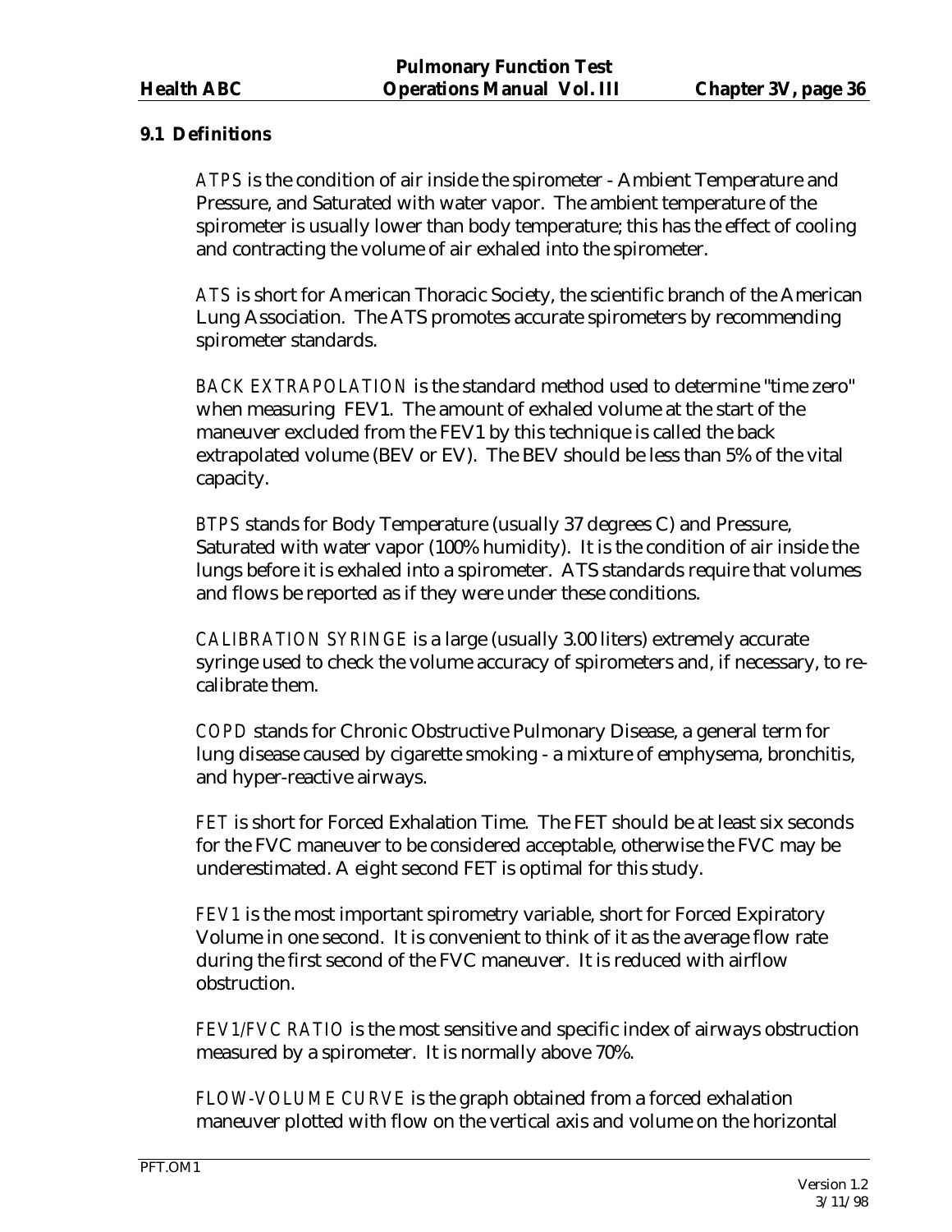## 9.1 Definitions

*ATPS* is the condition of air inside the spirometer - Ambient Temperature and Pressure, and Saturated with water vapor. The ambient temperature of the spirometer is usually lower than body temperature; this has the effect of cooling and contracting the volume of air exhaled into the spirometer.

*ATS* is short for American Thoracic Society, the scientific branch of the American Lung Association. The ATS promotes accurate spirometers by recommending spirometer standards.

*BACK EXTRAPOLATION* is the standard method used to determine "time zero" when measuring FEV1. The amount of exhaled volume at the start of the maneuver excluded from the FEV1 by this technique is called the back extrapolated volume (BEV or EV). The BEV should be less than 5% of the vital capacity.

*BTPS* stands for Body Temperature (usually 37 degrees C) and Pressure, Saturated with water vapor (100% humidity). It is the condition of air inside the lungs before it is exhaled into a spirometer. ATS standards require that volumes and flows be reported as if they were under these conditions.

*CALIBRATION SYRINGE* is a large (usually 3.00 liters) extremely accurate syringe used to check the volume accuracy of spirometers and, if necessary, to re-calibrate them.

*COPD* stands for Chronic Obstructive Pulmonary Disease, a general term for lung disease caused by cigarette smoking - a mixture of emphysema, bronchitis, and hyper-reactive airways.

*FET* is short for Forced Exhalation Time. The FET should be at least six seconds for the FVC maneuver to be considered acceptable, otherwise the FVC may be underestimated. A eight second FET is optimal for this study.

*FEV1* is the most important spirometry variable, short for Forced Expiratory Volume in one second. It is convenient to think of it as the average flow rate during the first second of the FVC maneuver. It is reduced with airflow obstruction.

*FEV1/FVC RATIO* is the most sensitive and specific index of airways obstruction measured by a spirometer. It is normally above 70%.

*FLOW-VOLUME CURVE* is the graph obtained from a forced exhalation maneuver plotted with flow on the vertical axis and volume on the horizontal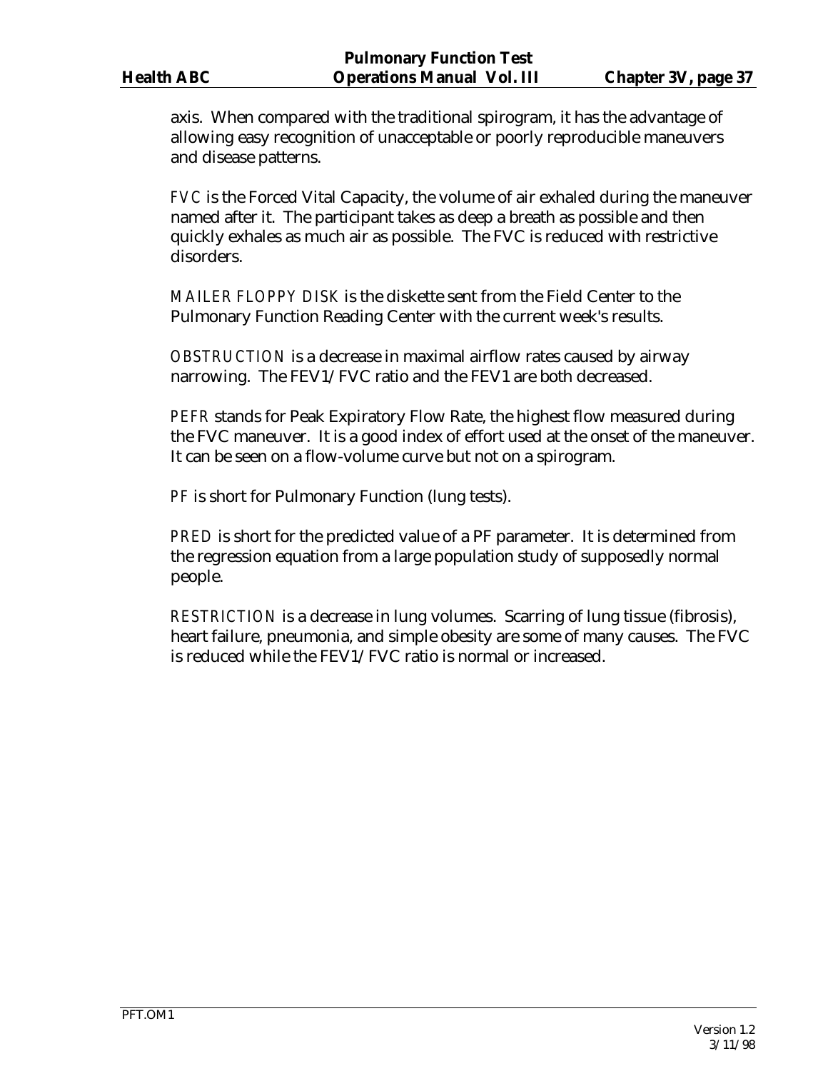axis. When compared with the traditional spirogram, it has the advantage of allowing easy recognition of unacceptable or poorly reproducible maneuvers and disease patterns.

FVC is the Forced Vital Capacity, the volume of air exhaled during the maneuver named after it. The participant takes as deep a breath as possible and then quickly exhales as much air as possible. The FVC is reduced with restrictive disorders.

MAILER FLOPPY DISK is the diskette sent from the Field Center to the Pulmonary Function Reading Center with the current week's results.

OBSTRUCTION is a decrease in maximal airflow rates caused by airway narrowing. The FEV1/FVC ratio and the FEV1 are both decreased.

PEFR stands for Peak Expiratory Flow Rate, the highest flow measured during the FVC maneuver. It is a good index of effort used at the onset of the maneuver. It can be seen on a flow-volume curve but not on a spirogram.

PF is short for Pulmonary Function (lung tests).

PRED is short for the predicted value of a PF parameter. It is determined from the regression equation from a large population study of supposedly normal people.

RESTRICTION is a decrease in lung volumes. Scarring of lung tissue (fibrosis), heart failure, pneumonia, and simple obesity are some of many causes. The FVC is reduced while the FEV1/FVC ratio is normal or increased.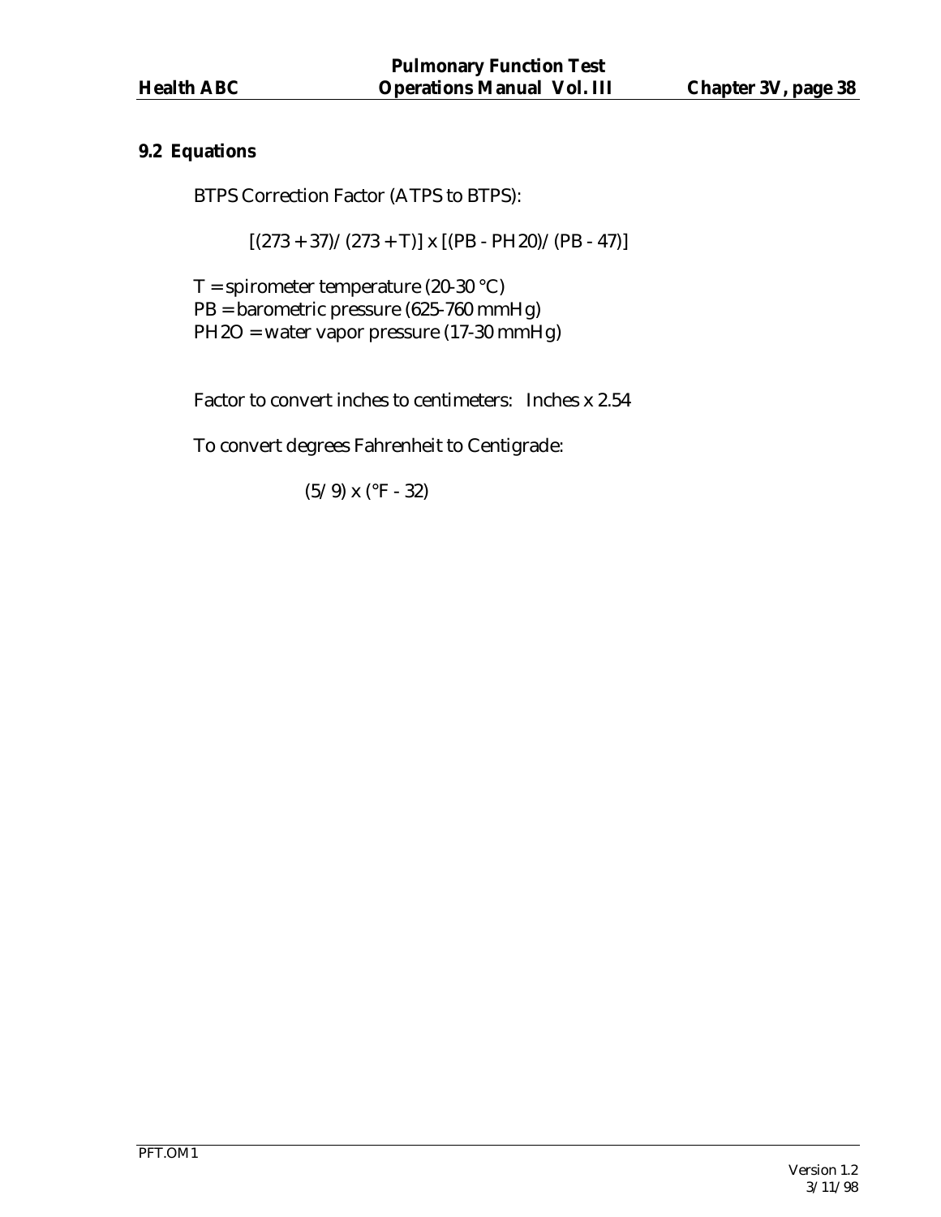## 9.2 Equations

BTPS Correction Factor (ATPS to BTPS):

$$[(273 + 37)/(273 + T)] \times [(PB - PH20)/(PB - 47)]$$

T = spirometer temperature (20-30 °C)
PB = barometric pressure (625-760 mmHg)
PH2O = water vapor pressure (17-30 mmHg)

Factor to convert inches to centimeters: Inches x 2.54

To convert degrees Fahrenheit to Centigrade:

$$(5/9) \times (°F - 32)$$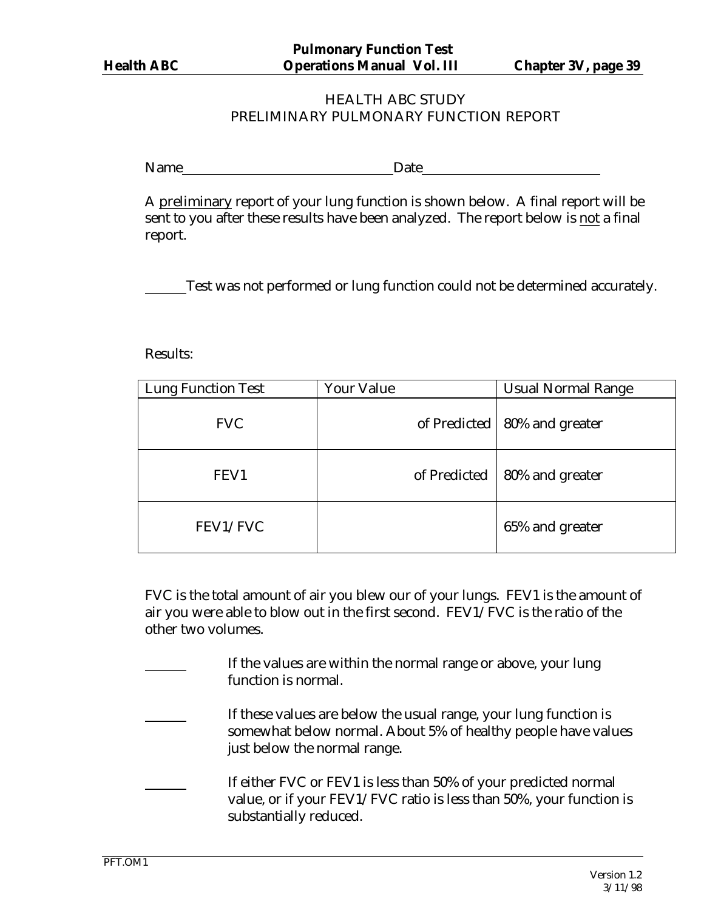# HEALTH ABC STUDY
## PRELIMINARY PULMONARY FUNCTION REPORT

Name________________________________ Date___________________________

A <u>preliminary</u> report of your lung function is shown below. A final report will be sent to you after these results have been analyzed. The report below is <u>not</u> a final report.

______ Test was not performed or lung function could not be determined accurately.

Results:

| Lung Function Test | Your Value | Usual Normal Range |
|---|---|---|
| FVC | of Predicted | 80% and greater |
| FEV1 | of Predicted | 80% and greater |
| FEV1/FVC | | 65% and greater |

FVC is the total amount of air you blew our of your lungs. FEV1 is the amount of air you were able to blow out in the first second. FEV1/FVC is the ratio of the other two volumes.

______ If the values are within the normal range or above, your lung function is normal.

______ If these values are below the usual range, your lung function is somewhat below normal. About 5% of healthy people have values just below the normal range.

______ If either FVC or FEV1 is less than 50% of your predicted normal value, or if your FEV1/FVC ratio is less than 50%, your function is substantially reduced.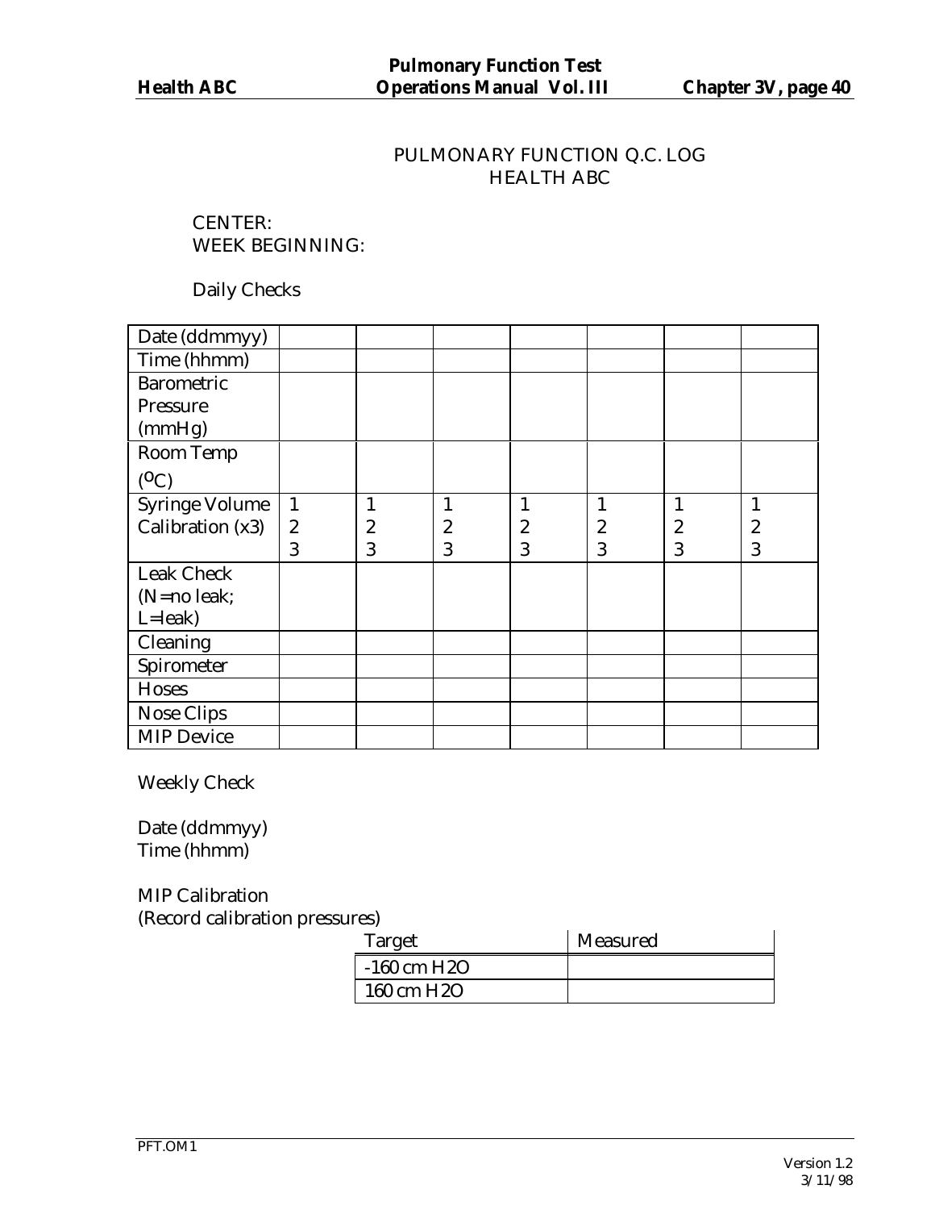# PULMONARY FUNCTION Q.C. LOG
## HEALTH ABC

CENTER:
WEEK BEGINNING:

Daily Checks

| Date (ddmmyy) | | | | | | | |
|---|---|---|---|---|---|---|---|
| Time (hhmm) | | | | | | | |
| Barometric Pressure (mmHg) | | | | | | | |
| Room Temp (°C) | | | | | | | |
| Syringe Volume Calibration (x3) | 1<br>2<br>3 | 1<br>2<br>3 | 1<br>2<br>3 | 1<br>2<br>3 | 1<br>2<br>3 | 1<br>2<br>3 | 1<br>2<br>3 |
| Leak Check (N=no leak; L=leak) | | | | | | | |
| Cleaning | | | | | | | |
| Spirometer | | | | | | | |
| Hoses | | | | | | | |
| Nose Clips | | | | | | | |
| MIP Device | | | | | | | |

Weekly Check

Date (ddmmyy)
Time (hhmm)

MIP Calibration
(Record calibration pressures)

| Target | Measured |
|---|---|
| -160 cm H2O | |
| 160 cm H2O | |

PFT.OM1

Version 1.2
3/11/98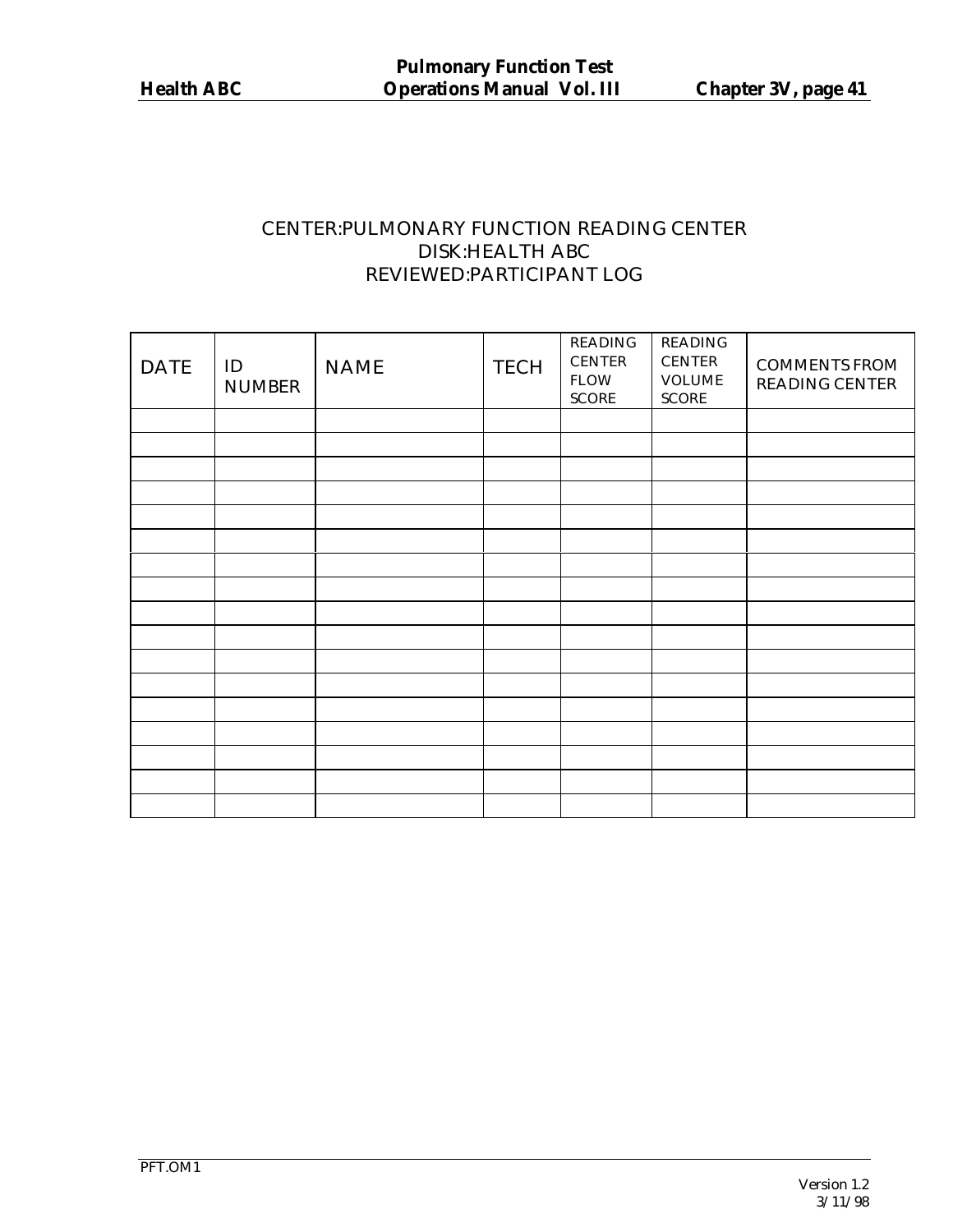CENTER:PULMONARY FUNCTION READING CENTER
DISK:HEALTH ABC
REVIEWED:PARTICIPANT LOG

| DATE | ID NUMBER | NAME | TECH | READING CENTER FLOW SCORE | READING CENTER VOLUME SCORE | COMMENTS FROM READING CENTER |
|---|---|---|---|---|---|---|
| | | | | | | |
| | | | | | | |
| | | | | | | |
| | | | | | | |
| | | | | | | |
| | | | | | | |
| | | | | | | |
| | | | | | | |
| | | | | | | |
| | | | | | | |
| | | | | | | |
| | | | | | | |
| | | | | | | |
| | | | | | | |
| | | | | | | |
| | | | | | | |
| | | | | | | |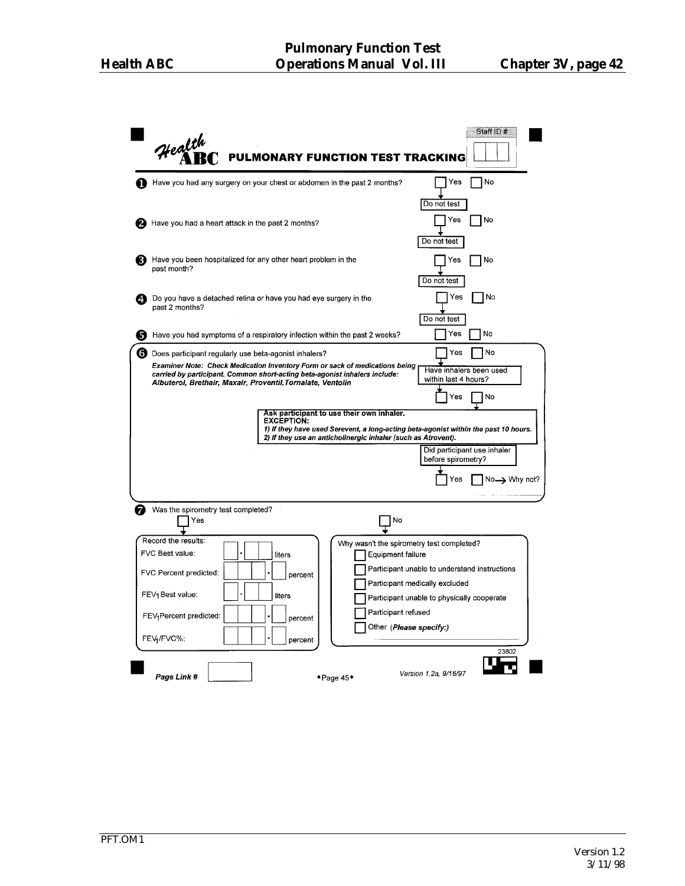# Health ABC PULMONARY FUNCTION TEST TRACKING

Staff ID # ☐☐☐

1. Have you had any surgery on your chest or abdomen in the past 2 months? ☐ Yes ☐ No
   - Yes → Do not test

2. Have you had a heart attack in the past 2 months? ☐ Yes ☐ No
   - Yes → Do not test

3. Have you been hospitalized for any other heart problem in the past month? ☐ Yes ☐ No
   - Yes → Do not test

4. Do you have a detached retina or have you had eye surgery in the past 2 months? ☐ Yes ☐ No
   - Yes → Do not test

5. Have you had symptoms of a respiratory infection within the past 2 weeks? ☐ Yes ☐ No

6. Does participant regularly use beta-agonist inhalers? ☐ Yes ☐ No

   ***Examiner Note: Check Medication Inventory Form or sack of medications being carried by participant. Common short-acting beta-agonist inhalers include: Albuterol, Brethair, Maxair, Proventil, Tornalate, Ventolin***

   - Yes → Have inhalers been used within last 4 hours? ☐ Yes ☐ No
     - No → **Ask participant to use their own inhaler.**
       **EXCEPTION:**
       ***1) If they have used Serevent, a long-acting beta-agonist within the past 10 hours.***
       ***2) If they use an anticholinergic inhaler (such as Atrovent).***
       - Did participant use inhaler before spirometry? ☐ Yes ☐ No → Why not? ____________

7. Was the spirometry test completed? ☐ Yes ☐ No

   - Yes → Record the results:
     - FVC Best value: ☐.☐☐ liters
     - FVC Percent predicted: ☐☐☐.☐ percent
     - $FEV_1$ Best value: ☐.☐☐ liters
     - $FEV_1$ Percent predicted: ☐☐☐.☐ percent
     - $FEV_1$/FVC%: ☐☐☐.☐ percent

   - No → Why wasn't the spirometry test completed?
     - ☐ Equipment failure
     - ☐ Participant unable to understand instructions
     - ☐ Participant medically excluded
     - ☐ Participant unable to physically cooperate
     - ☐ Participant refused
     - ☐ Other (*Please specify:*) ____________

23802

*Page Link #* ☐ ♦Page 45♦ *Version 1.2a, 9/16/97*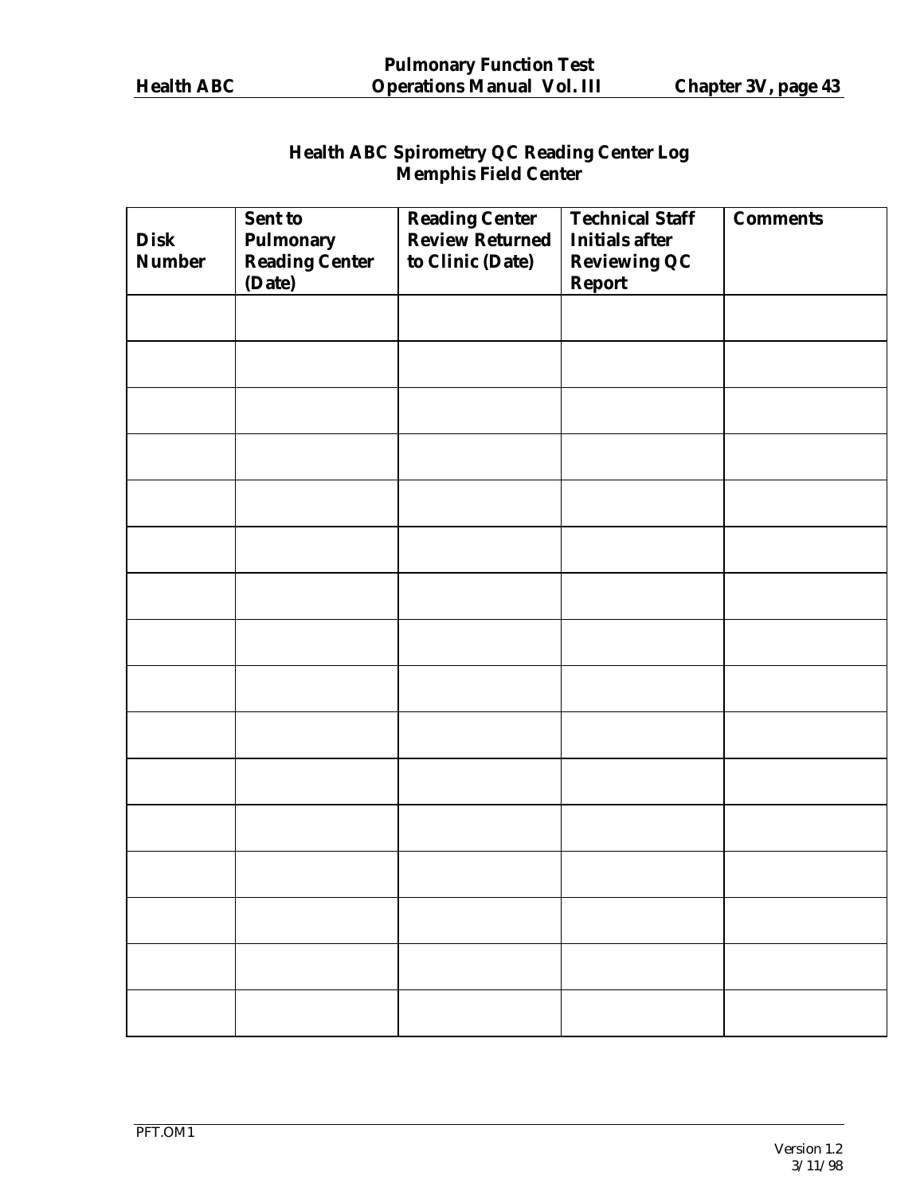## Health ABC Spirometry QC Reading Center Log
## Memphis Field Center

| Disk Number | Sent to Pulmonary Reading Center (Date) | Reading Center Review Returned to Clinic (Date) | Technical Staff Initials after Reviewing QC Report | Comments |
|---|---|---|---|---|
| | | | | |
| | | | | |
| | | | | |
| | | | | |
| | | | | |
| | | | | |
| | | | | |
| | | | | |
| | | | | |
| | | | | |
| | | | | |
| | | | | |
| | | | | |
| | | | | |
| | | | | |
| | | | | |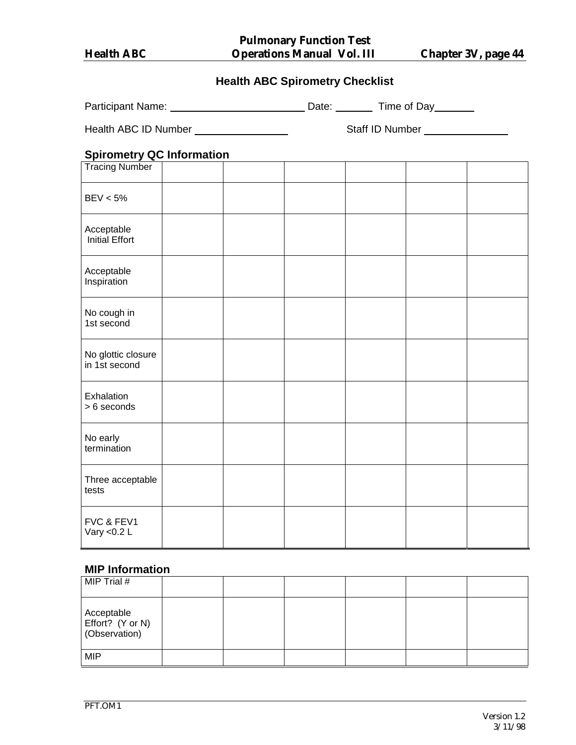## Health ABC Spirometry Checklist

Participant Name: ________________________ Date: _______ Time of Day_______

Health ABC ID Number ________________ Staff ID Number _______________

### Spirometry QC Information

| Tracing Number | | | | | | |
|---|---|---|---|---|---|---|
| BEV < 5% | | | | | | |
| Acceptable Initial Effort | | | | | | |
| Acceptable Inspiration | | | | | | |
| No cough in 1st second | | | | | | |
| No glottic closure in 1st second | | | | | | |
| Exhalation > 6 seconds | | | | | | |
| No early termination | | | | | | |
| Three acceptable tests | | | | | | |
| FVC & FEV1 Vary <0.2 L | | | | | | |

### MIP Information

| MIP Trial # | | | | | | |
|---|---|---|---|---|---|---|
| Acceptable Effort? (Y or N) (Observation) | | | | | | |
| MIP | | | | | | |